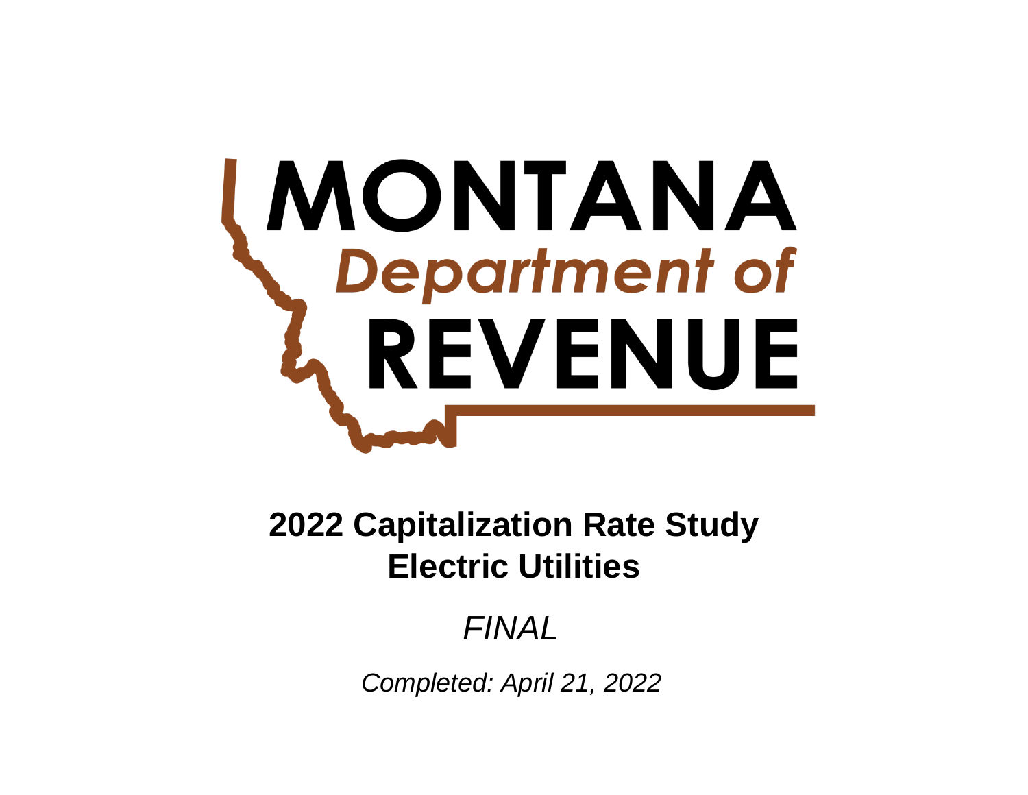MONTANA
*Department of*
REVENUE

# 2022 Capitalization Rate Study
# Electric Utilities

*FINAL*

*Completed: April 21, 2022*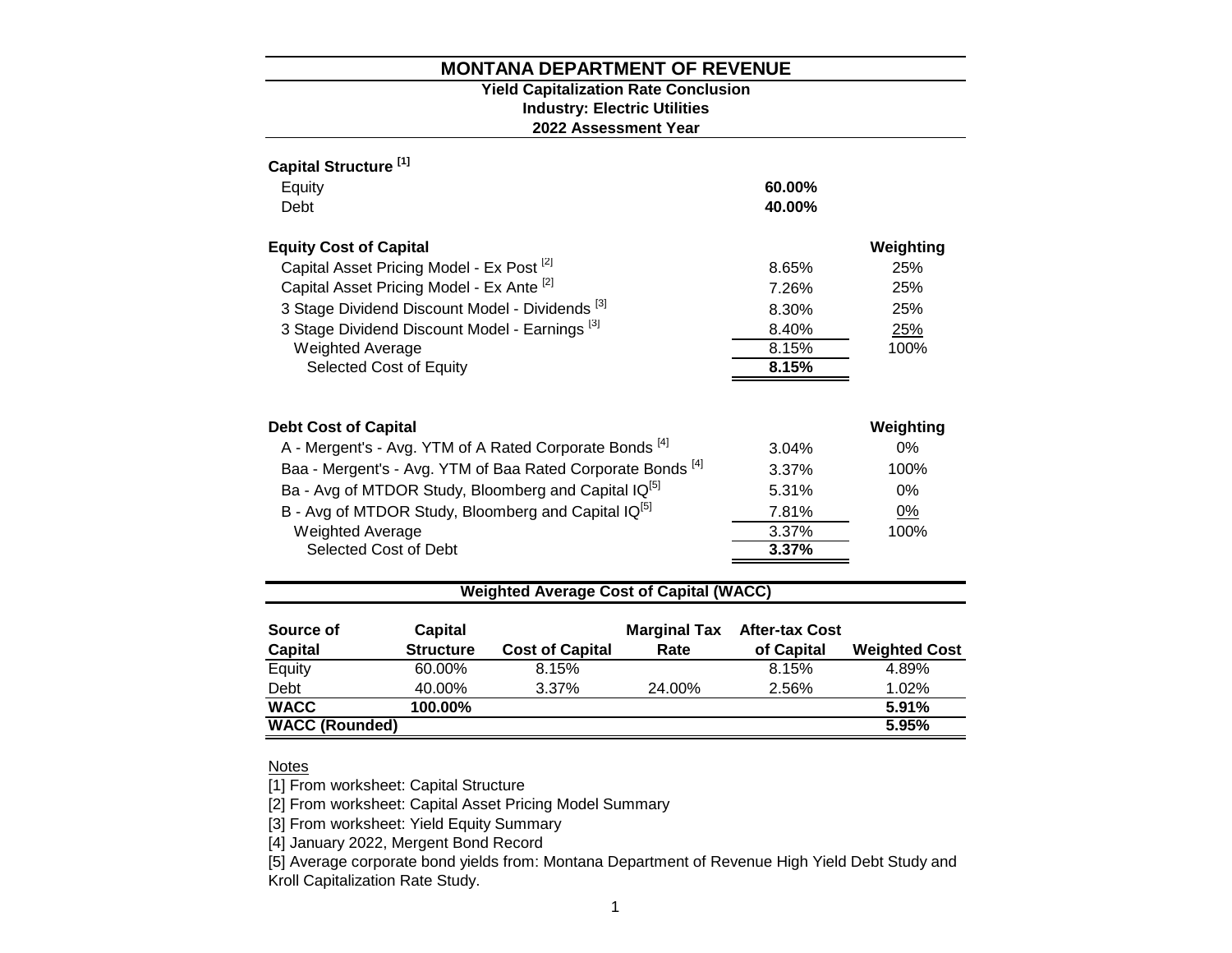# MONTANA DEPARTMENT OF REVENUE

## Yield Capitalization Rate Conclusion
## Industry: Electric Utilities
## 2022 Assessment Year

**Capital Structure** [1]

| | |
|---|---|
| Equity | **60.00%** |
| Debt | **40.00%** |

| **Equity Cost of Capital** | | **Weighting** |
|---|---|---|
| Capital Asset Pricing Model - Ex Post [2] | 8.65% | 25% |
| Capital Asset Pricing Model - Ex Ante [2] | 7.26% | 25% |
| 3 Stage Dividend Discount Model - Dividends [3] | 8.30% | 25% |
| 3 Stage Dividend Discount Model - Earnings [3] | 8.40% | 25% |
| Weighted Average | 8.15% | 100% |
| Selected Cost of Equity | **8.15%** | |

| **Debt Cost of Capital** | | **Weighting** |
|---|---|---|
| A - Mergent's - Avg. YTM of A Rated Corporate Bonds [4] | 3.04% | 0% |
| Baa - Mergent's - Avg. YTM of Baa Rated Corporate Bonds [4] | 3.37% | 100% |
| Ba - Avg of MTDOR Study, Bloomberg and Capital IQ[5] | 5.31% | 0% |
| B - Avg of MTDOR Study, Bloomberg and Capital IQ[5] | 7.81% | 0% |
| Weighted Average | 3.37% | 100% |
| Selected Cost of Debt | **3.37%** | |

**Weighted Average Cost of Capital (WACC)**

| Source of Capital | Capital Structure | Cost of Capital | Marginal Tax Rate | After-tax Cost of Capital | Weighted Cost |
|---|---|---|---|---|---|
| Equity | 60.00% | 8.15% | | 8.15% | 4.89% |
| Debt | 40.00% | 3.37% | 24.00% | 2.56% | 1.02% |
| **WACC** | **100.00%** | | | | **5.91%** |
| **WACC (Rounded)** | | | | | **5.95%** |

Notes

[1] From worksheet: Capital Structure

[2] From worksheet: Capital Asset Pricing Model Summary

[3] From worksheet: Yield Equity Summary

[4] January 2022, Mergent Bond Record

[5] Average corporate bond yields from: Montana Department of Revenue High Yield Debt Study and Kroll Capitalization Rate Study.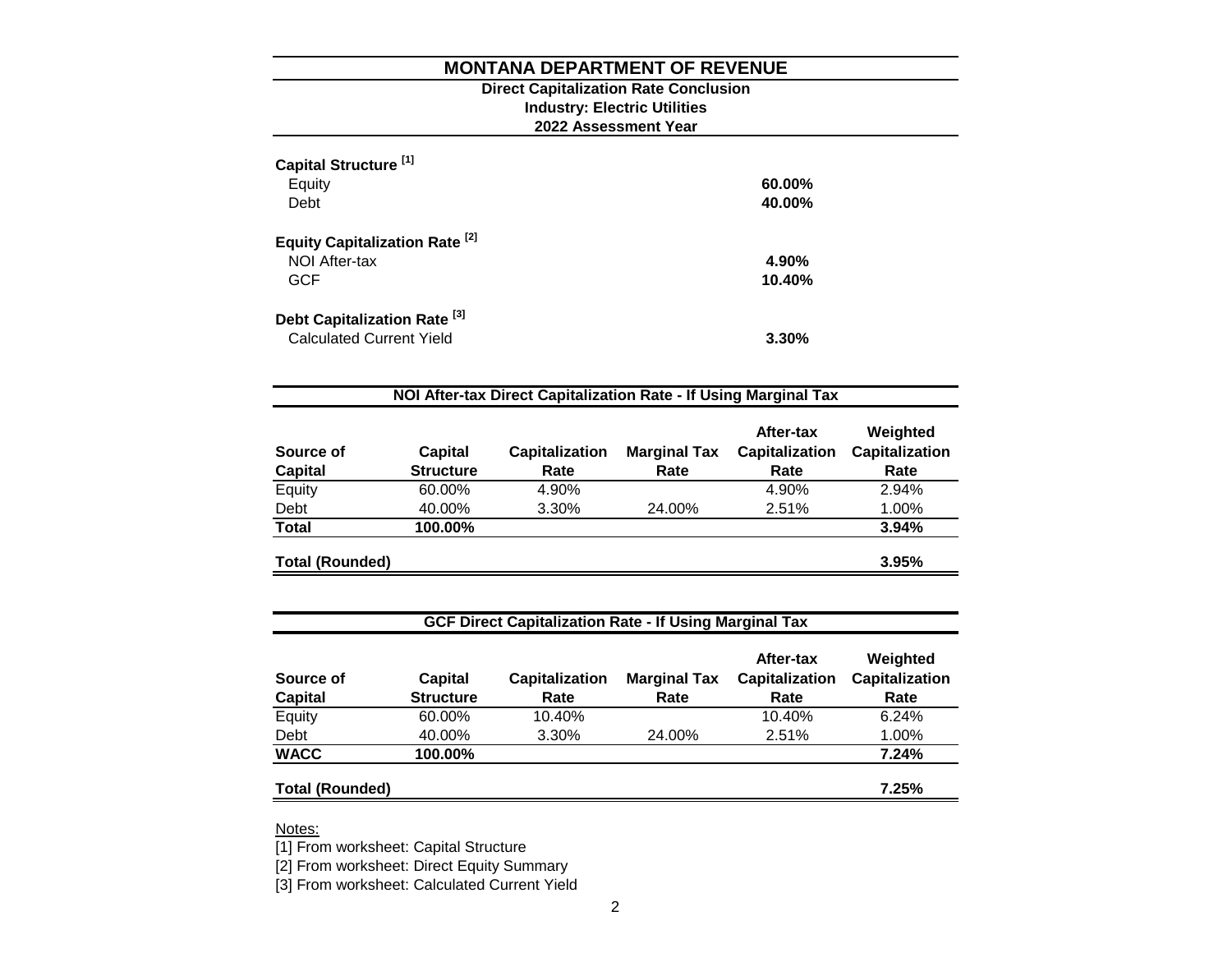# MONTANA DEPARTMENT OF REVENUE

**Direct Capitalization Rate Conclusion**
**Industry: Electric Utilities**
**2022 Assessment Year**

**Capital Structure [1]**

| | |
|---|---|
| Equity | **60.00%** |
| Debt | **40.00%** |

**Equity Capitalization Rate [2]**

| | |
|---|---|
| NOI After-tax | **4.90%** |
| GCF | **10.40%** |

**Debt Capitalization Rate [3]**

| | |
|---|---|
| Calculated Current Yield | **3.30%** |

**NOI After-tax Direct Capitalization Rate - If Using Marginal Tax**

| Source of Capital | Capital Structure | Capitalization Rate | Marginal Tax Rate | After-tax Capitalization Rate | Weighted Capitalization Rate |
|---|---|---|---|---|---|
| Equity | 60.00% | 4.90% | | 4.90% | 2.94% |
| Debt | 40.00% | 3.30% | 24.00% | 2.51% | 1.00% |
| **Total** | **100.00%** | | | | **3.94%** |
| **Total (Rounded)** | | | | | **3.95%** |

**GCF Direct Capitalization Rate - If Using Marginal Tax**

| Source of Capital | Capital Structure | Capitalization Rate | Marginal Tax Rate | After-tax Capitalization Rate | Weighted Capitalization Rate |
|---|---|---|---|---|---|
| Equity | 60.00% | 10.40% | | 10.40% | 6.24% |
| Debt | 40.00% | 3.30% | 24.00% | 2.51% | 1.00% |
| **WACC** | **100.00%** | | | | **7.24%** |
| **Total (Rounded)** | | | | | **7.25%** |

Notes:

[1] From worksheet: Capital Structure

[2] From worksheet: Direct Equity Summary

[3] From worksheet: Calculated Current Yield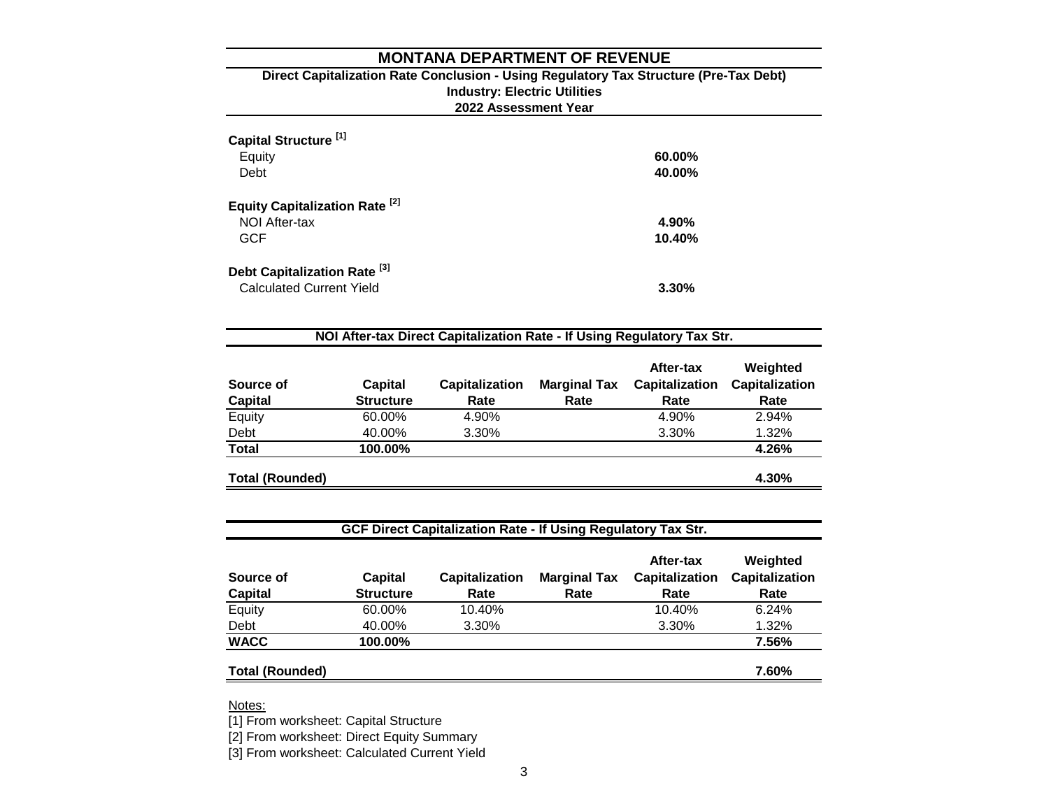# MONTANA DEPARTMENT OF REVENUE

## Direct Capitalization Rate Conclusion - Using Regulatory Tax Structure (Pre-Tax Debt)

### Industry: Electric Utilities

### 2022 Assessment Year

**Capital Structure [1]**

| | |
|---|---|
| Equity | **60.00%** |
| Debt | **40.00%** |

**Equity Capitalization Rate [2]**

| | |
|---|---|
| NOI After-tax | **4.90%** |
| GCF | **10.40%** |

**Debt Capitalization Rate [3]**

| | |
|---|---|
| Calculated Current Yield | **3.30%** |

**NOI After-tax Direct Capitalization Rate - If Using Regulatory Tax Str.**

| Source of Capital | Capital Structure | Capitalization Rate | Marginal Tax Rate | After-tax Capitalization Rate | Weighted Capitalization Rate |
|---|---|---|---|---|---|
| Equity | 60.00% | 4.90% | | 4.90% | 2.94% |
| Debt | 40.00% | 3.30% | | 3.30% | 1.32% |
| **Total** | **100.00%** | | | | **4.26%** |
| **Total (Rounded)** | | | | | **4.30%** |

**GCF Direct Capitalization Rate - If Using Regulatory Tax Str.**

| Source of Capital | Capital Structure | Capitalization Rate | Marginal Tax Rate | After-tax Capitalization Rate | Weighted Capitalization Rate |
|---|---|---|---|---|---|
| Equity | 60.00% | 10.40% | | 10.40% | 6.24% |
| Debt | 40.00% | 3.30% | | 3.30% | 1.32% |
| **WACC** | **100.00%** | | | | **7.56%** |
| **Total (Rounded)** | | | | | **7.60%** |

Notes:

[1] From worksheet: Capital Structure

[2] From worksheet: Direct Equity Summary

[3] From worksheet: Calculated Current Yield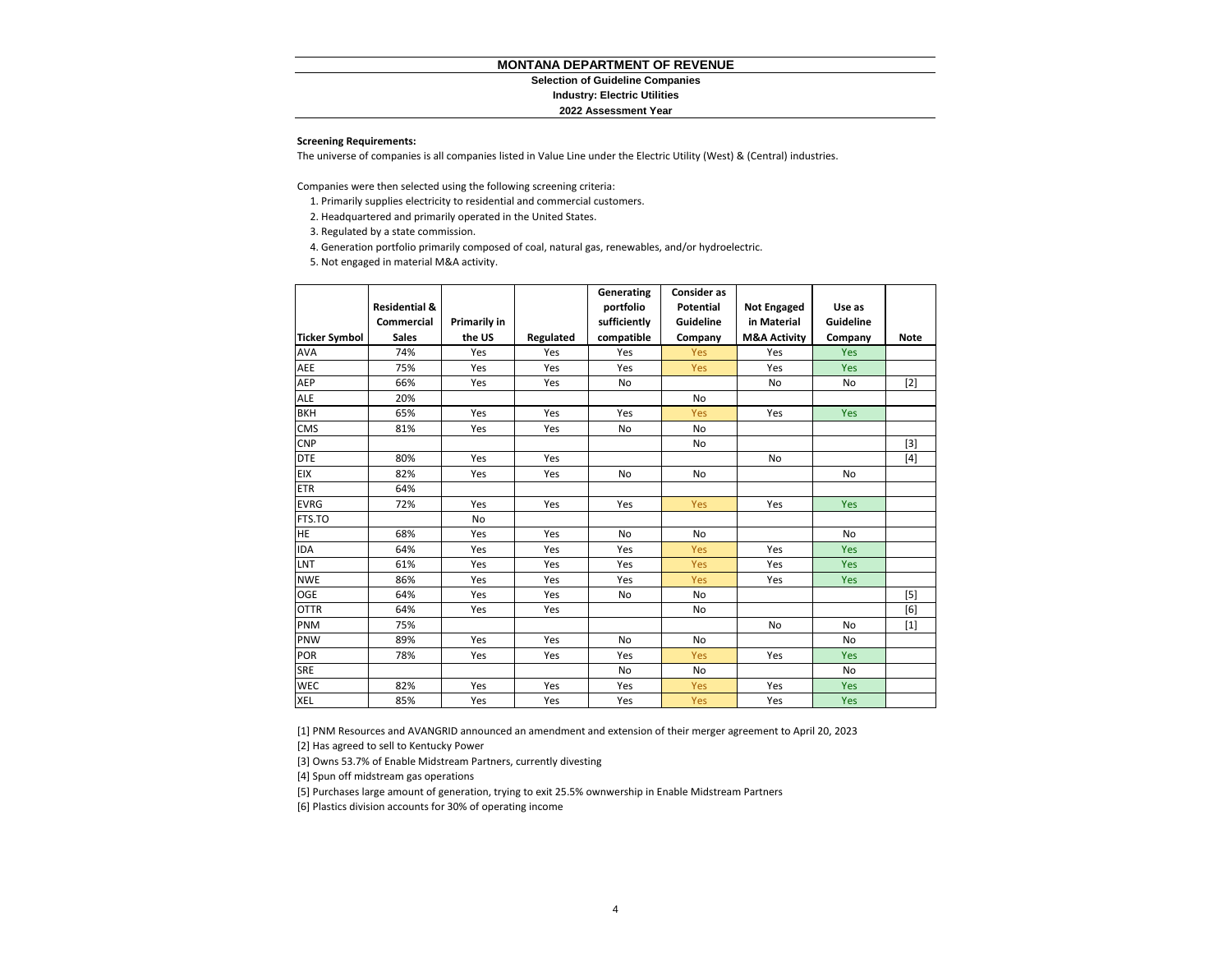# MONTANA DEPARTMENT OF REVENUE

**Selection of Guideline Companies**

**Industry: Electric Utilities**

**2022 Assessment Year**

**Screening Requirements:**

The universe of companies is all companies listed in Value Line under the Electric Utility (West) & (Central) industries.

Companies were then selected using the following screening criteria:

1. Primarily supplies electricity to residential and commercial customers.
2. Headquartered and primarily operated in the United States.
3. Regulated by a state commission.
4. Generation portfolio primarily composed of coal, natural gas, renewables, and/or hydroelectric.
5. Not engaged in material M&A activity.

| Ticker Symbol | Residential & Commercial Sales | Primarily in the US | Regulated | Generating portfolio sufficiently compatible | Consider as Potential Guideline Company | Not Engaged in Material M&A Activity | Use as Guideline Company | Note |
|---|---|---|---|---|---|---|---|---|
| AVA | 74% | Yes | Yes | Yes | Yes | Yes | Yes | |
| AEE | 75% | Yes | Yes | Yes | Yes | Yes | Yes | |
| AEP | 66% | Yes | Yes | No | | No | No | [2] |
| ALE | 20% | | | | No | | | |
| BKH | 65% | Yes | Yes | Yes | Yes | Yes | Yes | |
| CMS | 81% | Yes | Yes | No | No | | | |
| CNP | | | | | No | | | [3] |
| DTE | 80% | Yes | Yes | | | No | | [4] |
| EIX | 82% | Yes | Yes | No | No | | No | |
| ETR | 64% | | | | | | | |
| EVRG | 72% | Yes | Yes | Yes | Yes | Yes | Yes | |
| FTS.TO | | No | | | | | | |
| HE | 68% | Yes | Yes | No | No | | No | |
| IDA | 64% | Yes | Yes | Yes | Yes | Yes | Yes | |
| LNT | 61% | Yes | Yes | Yes | Yes | Yes | Yes | |
| NWE | 86% | Yes | Yes | Yes | Yes | Yes | Yes | |
| OGE | 64% | Yes | Yes | No | No | | | [5] |
| OTTR | 64% | Yes | Yes | | No | | | [6] |
| PNM | 75% | | | | | No | No | [1] |
| PNW | 89% | Yes | Yes | No | No | | No | |
| POR | 78% | Yes | Yes | Yes | Yes | Yes | Yes | |
| SRE | | | | No | No | | No | |
| WEC | 82% | Yes | Yes | Yes | Yes | Yes | Yes | |
| XEL | 85% | Yes | Yes | Yes | Yes | Yes | Yes | |

[1] PNM Resources and AVANGRID announced an amendment and extension of their merger agreement to April 20, 2023

[2] Has agreed to sell to Kentucky Power

[3] Owns 53.7% of Enable Midstream Partners, currently divesting

[4] Spun off midstream gas operations

[5] Purchases large amount of generation, trying to exit 25.5% ownwership in Enable Midstream Partners

[6] Plastics division accounts for 30% of operating income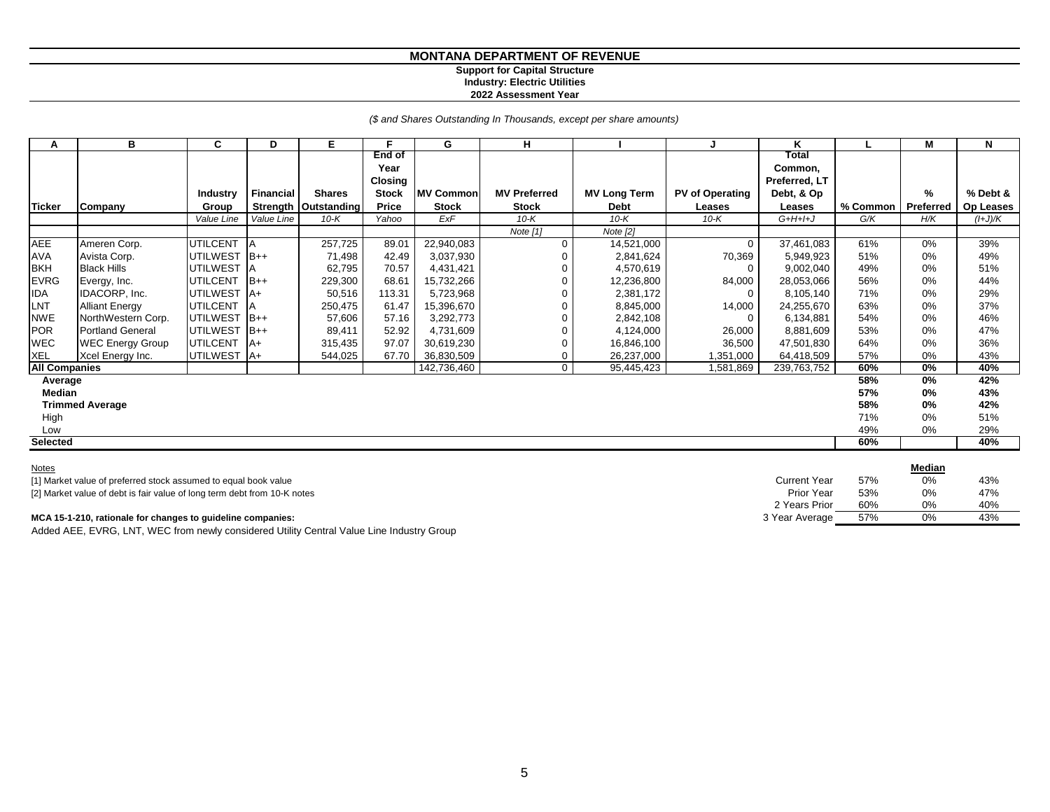# MONTANA DEPARTMENT OF REVENUE

**Support for Capital Structure**
**Industry: Electric Utilities**
**2022 Assessment Year**

*($ and Shares Outstanding In Thousands, except per share amounts)*

| A | B | C | D | E | F | G | H | I | J | K | L | M | N |
|---|---|---|---|---|---|---|---|---|---|---|---|---|---|
| Ticker | Company | Industry Group | Financial Strength | Shares Outstanding | End of Year Closing Stock Price | MV Common Stock | MV Preferred Stock | MV Long Term Debt | PV of Operating Leases | Total Common, Preferred, LT Debt, & Op Leases | % Common | % Preferred | % Debt & Op Leases |
| | | *Value Line* | *Value Line* | *10-K* | *Yahoo* | *ExF* | *10-K* | *10-K* | *10-K* | *G+H+I+J* | *G/K* | *H/K* | *(I+J)/K* |
| | | | | | | | *Note [1]* | *Note [2]* | | | | | |
| AEE | Ameren Corp. | UTILCENT | A | 257,725 | 89.01 | 22,940,083 | 0 | 14,521,000 | 0 | 37,461,083 | 61% | 0% | 39% |
| AVA | Avista Corp. | UTILWEST | B++ | 71,498 | 42.49 | 3,037,930 | 0 | 2,841,624 | 70,369 | 5,949,923 | 51% | 0% | 49% |
| BKH | Black Hills | UTILWEST | A | 62,795 | 70.57 | 4,431,421 | 0 | 4,570,619 | 0 | 9,002,040 | 49% | 0% | 51% |
| EVRG | Evergy, Inc. | UTILCENT | B++ | 229,300 | 68.61 | 15,732,266 | 0 | 12,236,800 | 84,000 | 28,053,066 | 56% | 0% | 44% |
| IDA | IDACORP, Inc. | UTILWEST | A+ | 50,516 | 113.31 | 5,723,968 | 0 | 2,381,172 | 0 | 8,105,140 | 71% | 0% | 29% |
| LNT | Alliant Energy | UTILCENT | A | 250,475 | 61.47 | 15,396,670 | 0 | 8,845,000 | 14,000 | 24,255,670 | 63% | 0% | 37% |
| NWE | NorthWestern Corp. | UTILWEST | B++ | 57,606 | 57.16 | 3,292,773 | 0 | 2,842,108 | 0 | 6,134,881 | 54% | 0% | 46% |
| POR | Portland General | UTILWEST | B++ | 89,411 | 52.92 | 4,731,609 | 0 | 4,124,000 | 26,000 | 8,881,609 | 53% | 0% | 47% |
| WEC | WEC Energy Group | UTILCENT | A+ | 315,435 | 97.07 | 30,619,230 | 0 | 16,846,100 | 36,500 | 47,501,830 | 64% | 0% | 36% |
| XEL | Xcel Energy Inc. | UTILWEST | A+ | 544,025 | 67.70 | 36,830,509 | 0 | 26,237,000 | 1,351,000 | 64,418,509 | 57% | 0% | 43% |
| **All Companies** | | | | | | 142,736,460 | 0 | 95,445,423 | 1,581,869 | 239,763,752 | **60%** | **0%** | **40%** |
| **Average** | | | | | | | | | | | **58%** | **0%** | **42%** |
| **Median** | | | | | | | | | | | **57%** | **0%** | **43%** |
| **Trimmed Average** | | | | | | | | | | | **58%** | **0%** | **42%** |
| High | | | | | | | | | | | 71% | 0% | 51% |
| Low | | | | | | | | | | | 49% | 0% | 29% |
| **Selected** | | | | | | | | | | | **60%** | | **40%** |

Notes

[1] Market value of preferred stock assumed to equal book value

[2] Market value of debt is fair value of long term debt from 10-K notes

| Median | | | |
|---|---|---|---|
| Current Year | 57% | 0% | 43% |
| Prior Year | 53% | 0% | 47% |
| 2 Years Prior | 60% | 0% | 40% |
| 3 Year Average | 57% | 0% | 43% |

**MCA 15-1-210, rationale for changes to guideline companies:**

Added AEE, EVRG, LNT, WEC from newly considered Utility Central Value Line Industry Group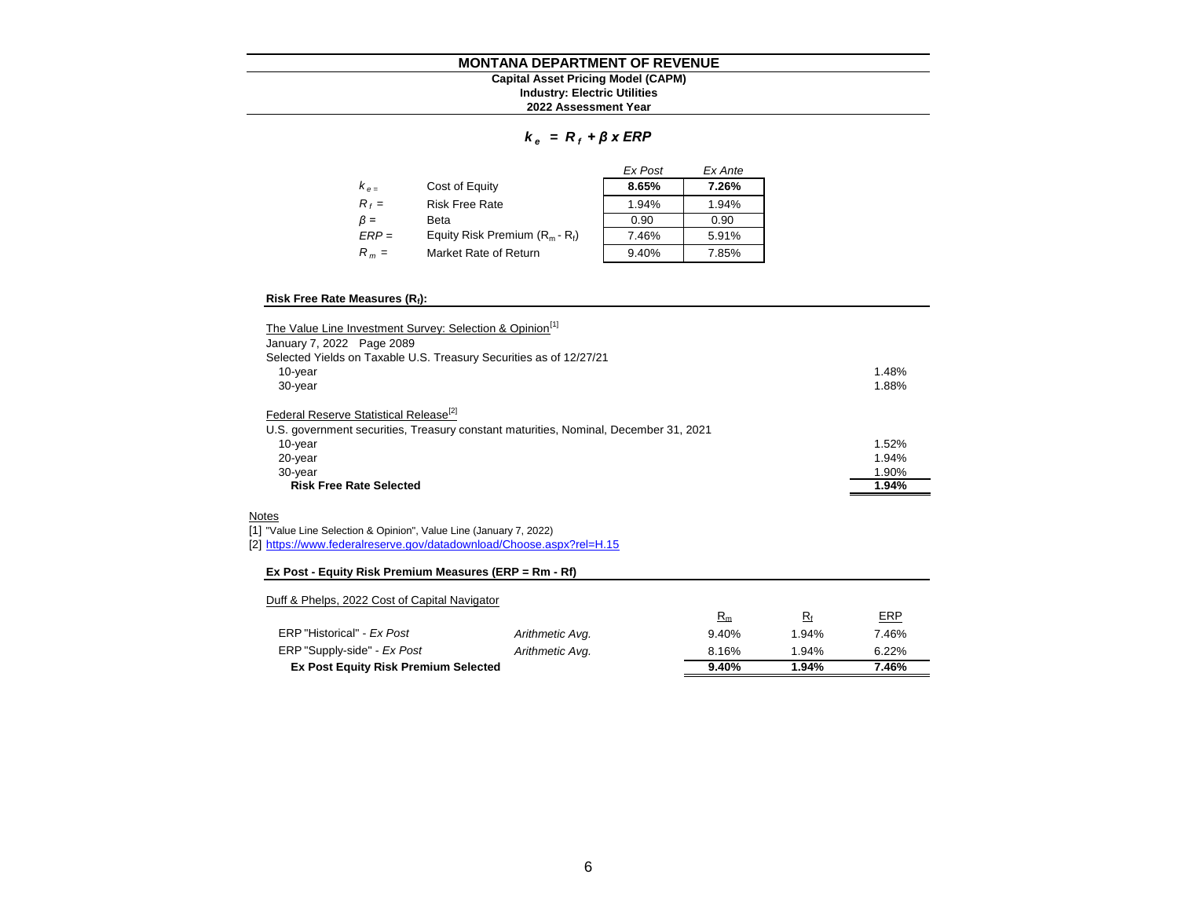# MONTANA DEPARTMENT OF REVENUE

**Capital Asset Pricing Model (CAPM)**

**Industry: Electric Utilities**

**2022 Assessment Year**

$$k_e = R_f + \beta \times ERP$$

| | | *Ex Post* | *Ex Ante* |
|---|---|---|---|
| $k_e$ = | Cost of Equity | **8.65%** | **7.26%** |
| $R_f$ = | Risk Free Rate | 1.94% | 1.94% |
| $\beta$ = | Beta | 0.90 | 0.90 |
| $ERP$ = | Equity Risk Premium ($R_m$ - $R_f$) | 7.46% | 5.91% |
| $R_m$ = | Market Rate of Return | 9.40% | 7.85% |

**Risk Free Rate Measures ($R_f$):**

| | |
|---|---|
| The Value Line Investment Survey: Selection & Opinion[1] | |
| January 7, 2022 Page 2089 | |
| Selected Yields on Taxable U.S. Treasury Securities as of 12/27/21 | |
| 10-year | 1.48% |
| 30-year | 1.88% |
| Federal Reserve Statistical Release[2] | |
| U.S. government securities, Treasury constant maturities, Nominal, December 31, 2021 | |
| 10-year | 1.52% |
| 20-year | 1.94% |
| 30-year | 1.90% |
| **Risk Free Rate Selected** | **1.94%** |

Notes

[1] "Value Line Selection & Opinion", Value Line (January 7, 2022)

[2] https://www.federalreserve.gov/datadownload/Choose.aspx?rel=H.15

**Ex Post - Equity Risk Premium Measures (ERP = Rm - Rf)**

Duff & Phelps, 2022 Cost of Capital Navigator

| | | $R_m$ | $R_f$ | ERP |
|---|---|---|---|---|
| ERP "Historical" - *Ex Post* | *Arithmetic Avg.* | 9.40% | 1.94% | 7.46% |
| ERP "Supply-side" - *Ex Post* | *Arithmetic Avg.* | 8.16% | 1.94% | 6.22% |
| **Ex Post Equity Risk Premium Selected** | | **9.40%** | **1.94%** | **7.46%** |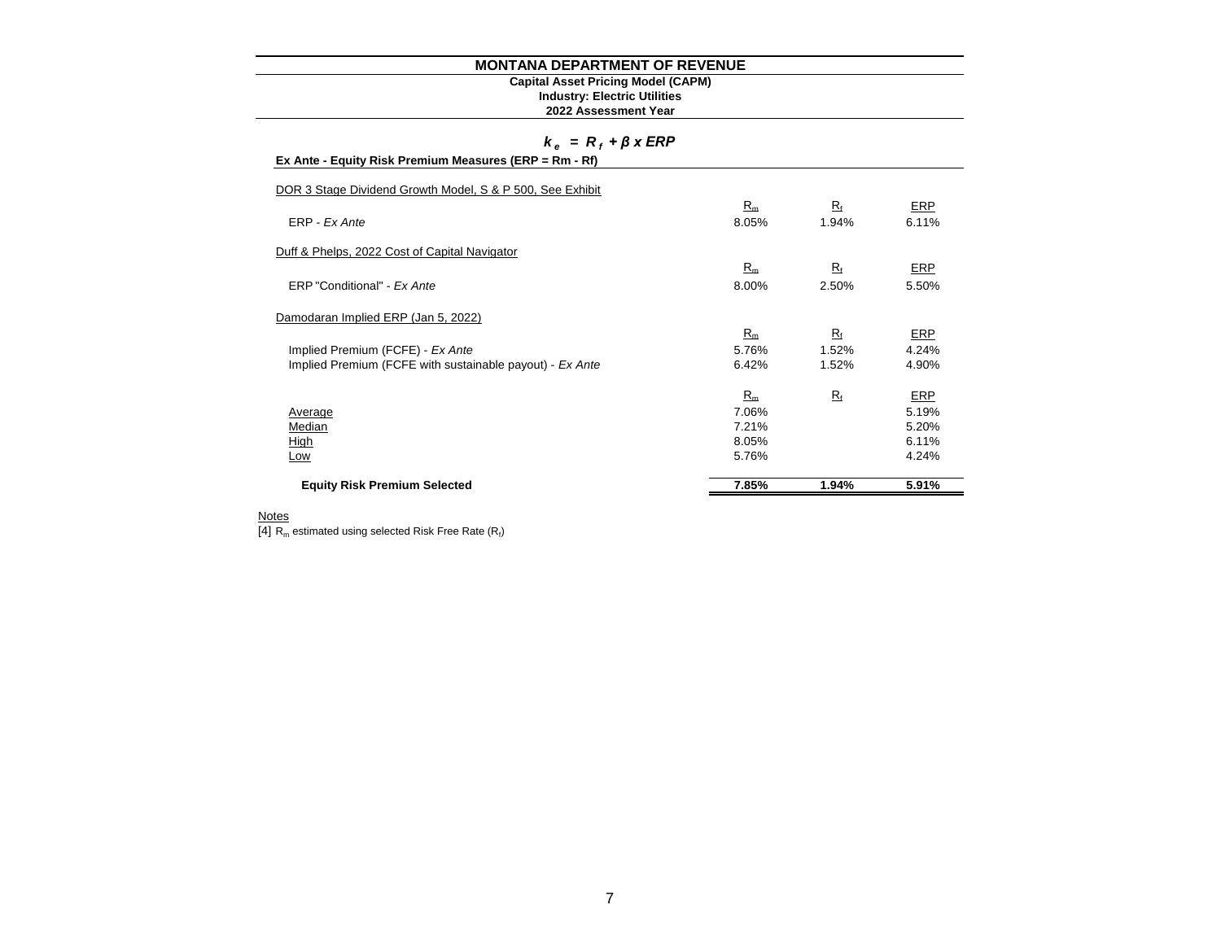# MONTANA DEPARTMENT OF REVENUE

**Capital Asset Pricing Model (CAPM)**
**Industry: Electric Utilities**
**2022 Assessment Year**

$$k_e = R_f + \beta \times ERP$$

**Ex Ante - Equity Risk Premium Measures (ERP = Rm - Rf)**

| | $R_m$ | $R_f$ | ERP |
|---|---|---|---|
| DOR 3 Stage Dividend Growth Model, S & P 500, See Exhibit | | | |
| ERP - *Ex Ante* | 8.05% | 1.94% | 6.11% |
| Duff & Phelps, 2022 Cost of Capital Navigator | | | |
| ERP "Conditional" - *Ex Ante* | 8.00% | 2.50% | 5.50% |
| Damodaran Implied ERP (Jan 5, 2022) | | | |
| Implied Premium (FCFE) - *Ex Ante* | 5.76% | 1.52% | 4.24% |
| Implied Premium (FCFE with sustainable payout) - *Ex Ante* | 6.42% | 1.52% | 4.90% |

| | $R_m$ | $R_f$ | ERP |
|---|---|---|---|
| Average | 7.06% | | 5.19% |
| Median | 7.21% | | 5.20% |
| High | 8.05% | | 6.11% |
| Low | 5.76% | | 4.24% |
| **Equity Risk Premium Selected** | **7.85%** | **1.94%** | **5.91%** |

Notes

[4] $R_m$ estimated using selected Risk Free Rate ($R_f$)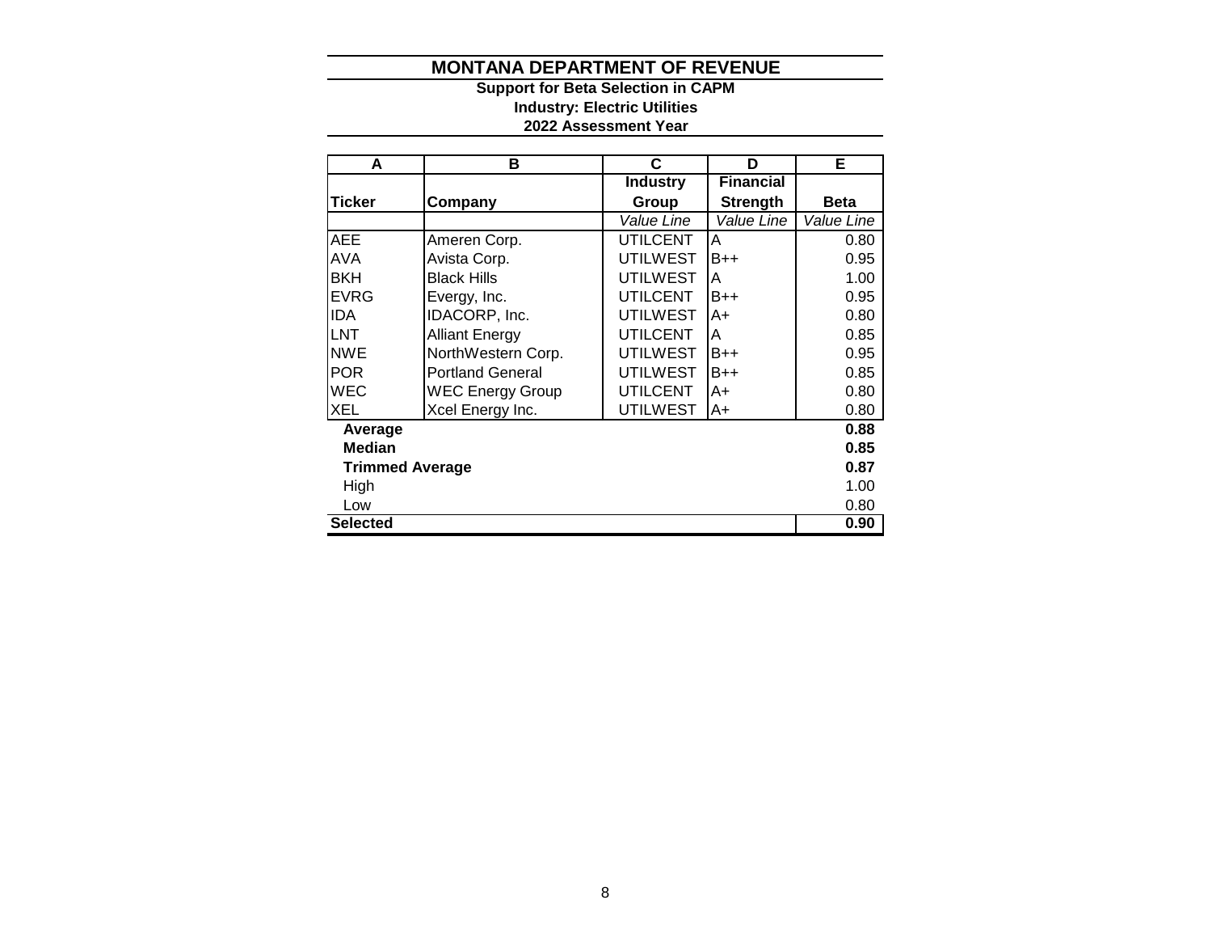# MONTANA DEPARTMENT OF REVENUE

## Support for Beta Selection in CAPM

### Industry: Electric Utilities

### 2022 Assessment Year

| A | B | C | D | E |
|---|---|---|---|---|
| **Ticker** | **Company** | **Industry Group** | **Financial Strength** | **Beta** |
| | | *Value Line* | *Value Line* | *Value Line* |
| AEE | Ameren Corp. | UTILCENT | A | 0.80 |
| AVA | Avista Corp. | UTILWEST | B++ | 0.95 |
| BKH | Black Hills | UTILWEST | A | 1.00 |
| EVRG | Evergy, Inc. | UTILCENT | B++ | 0.95 |
| IDA | IDACORP, Inc. | UTILWEST | A+ | 0.80 |
| LNT | Alliant Energy | UTILCENT | A | 0.85 |
| NWE | NorthWestern Corp. | UTILWEST | B++ | 0.95 |
| POR | Portland General | UTILWEST | B++ | 0.85 |
| WEC | WEC Energy Group | UTILCENT | A+ | 0.80 |
| XEL | Xcel Energy Inc. | UTILWEST | A+ | 0.80 |
| **Average** | | | | **0.88** |
| **Median** | | | | **0.85** |
| **Trimmed Average** | | | | **0.87** |
| High | | | | 1.00 |
| Low | | | | 0.80 |
| **Selected** | | | | **0.90** |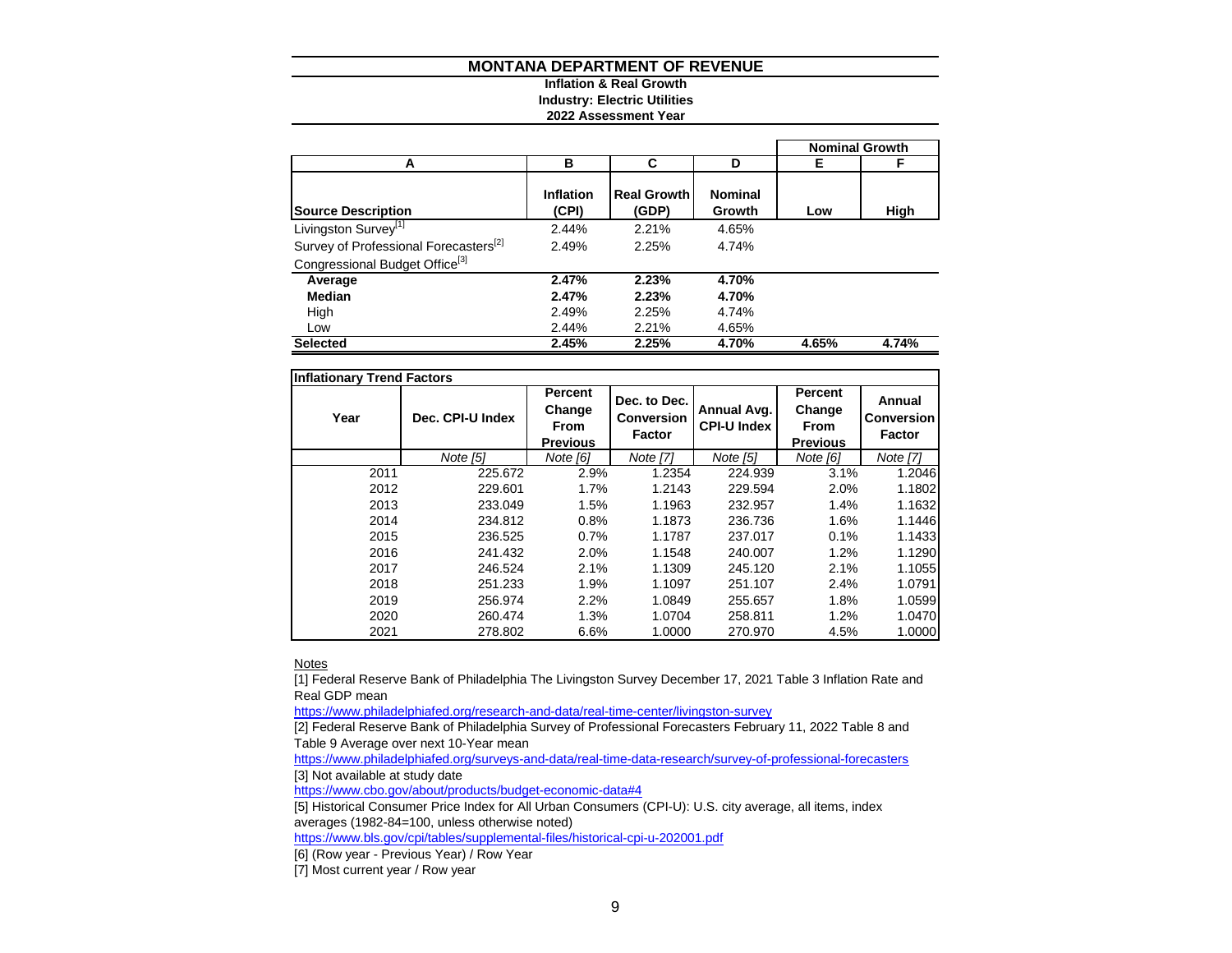# MONTANA DEPARTMENT OF REVENUE

**Inflation & Real Growth**
**Industry: Electric Utilities**
**2022 Assessment Year**

| A | B | C | D | E | F |
|---|---|---|---|---|---|
| | | | | **Nominal Growth** | |
| **Source Description** | **Inflation (CPI)** | **Real Growth (GDP)** | **Nominal Growth** | **Low** | **High** |
| Livingston Survey[1] | 2.44% | 2.21% | 4.65% | | |
| Survey of Professional Forecasters[2] | 2.49% | 2.25% | 4.74% | | |
| Congressional Budget Office[3] | | | | | |
| **Average** | **2.47%** | **2.23%** | **4.70%** | | |
| **Median** | **2.47%** | **2.23%** | **4.70%** | | |
| High | 2.49% | 2.25% | 4.74% | | |
| Low | 2.44% | 2.21% | 4.65% | | |
| **Selected** | **2.45%** | **2.25%** | **4.70%** | **4.65%** | **4.74%** |

**Inflationary Trend Factors**

| Year | Dec. CPI-U Index | Percent Change From Previous | Dec. to Dec. Conversion Factor | Annual Avg. CPI-U Index | Percent Change From Previous | Annual Conversion Factor |
|---|---|---|---|---|---|---|
| | *Note [5]* | *Note [6]* | *Note [7]* | *Note [5]* | *Note [6]* | *Note [7]* |
| 2011 | 225.672 | 2.9% | 1.2354 | 224.939 | 3.1% | 1.2046 |
| 2012 | 229.601 | 1.7% | 1.2143 | 229.594 | 2.0% | 1.1802 |
| 2013 | 233.049 | 1.5% | 1.1963 | 232.957 | 1.4% | 1.1632 |
| 2014 | 234.812 | 0.8% | 1.1873 | 236.736 | 1.6% | 1.1446 |
| 2015 | 236.525 | 0.7% | 1.1787 | 237.017 | 0.1% | 1.1433 |
| 2016 | 241.432 | 2.0% | 1.1548 | 240.007 | 1.2% | 1.1290 |
| 2017 | 246.524 | 2.1% | 1.1309 | 245.120 | 2.1% | 1.1055 |
| 2018 | 251.233 | 1.9% | 1.1097 | 251.107 | 2.4% | 1.0791 |
| 2019 | 256.974 | 2.2% | 1.0849 | 255.657 | 1.8% | 1.0599 |
| 2020 | 260.474 | 1.3% | 1.0704 | 258.811 | 1.2% | 1.0470 |
| 2021 | 278.802 | 6.6% | 1.0000 | 270.970 | 4.5% | 1.0000 |

Notes

[1] Federal Reserve Bank of Philadelphia The Livingston Survey December 17, 2021 Table 3 Inflation Rate and Real GDP mean
https://www.philadelphiafed.org/research-and-data/real-time-center/livingston-survey

[2] Federal Reserve Bank of Philadelphia Survey of Professional Forecasters February 11, 2022 Table 8 and Table 9 Average over next 10-Year mean
https://www.philadelphiafed.org/surveys-and-data/real-time-data-research/survey-of-professional-forecasters

[3] Not available at study date
https://www.cbo.gov/about/products/budget-economic-data#4

[5] Historical Consumer Price Index for All Urban Consumers (CPI-U): U.S. city average, all items, index averages (1982-84=100, unless otherwise noted)
https://www.bls.gov/cpi/tables/supplemental-files/historical-cpi-u-202001.pdf

[6] (Row year - Previous Year) / Row Year

[7] Most current year / Row year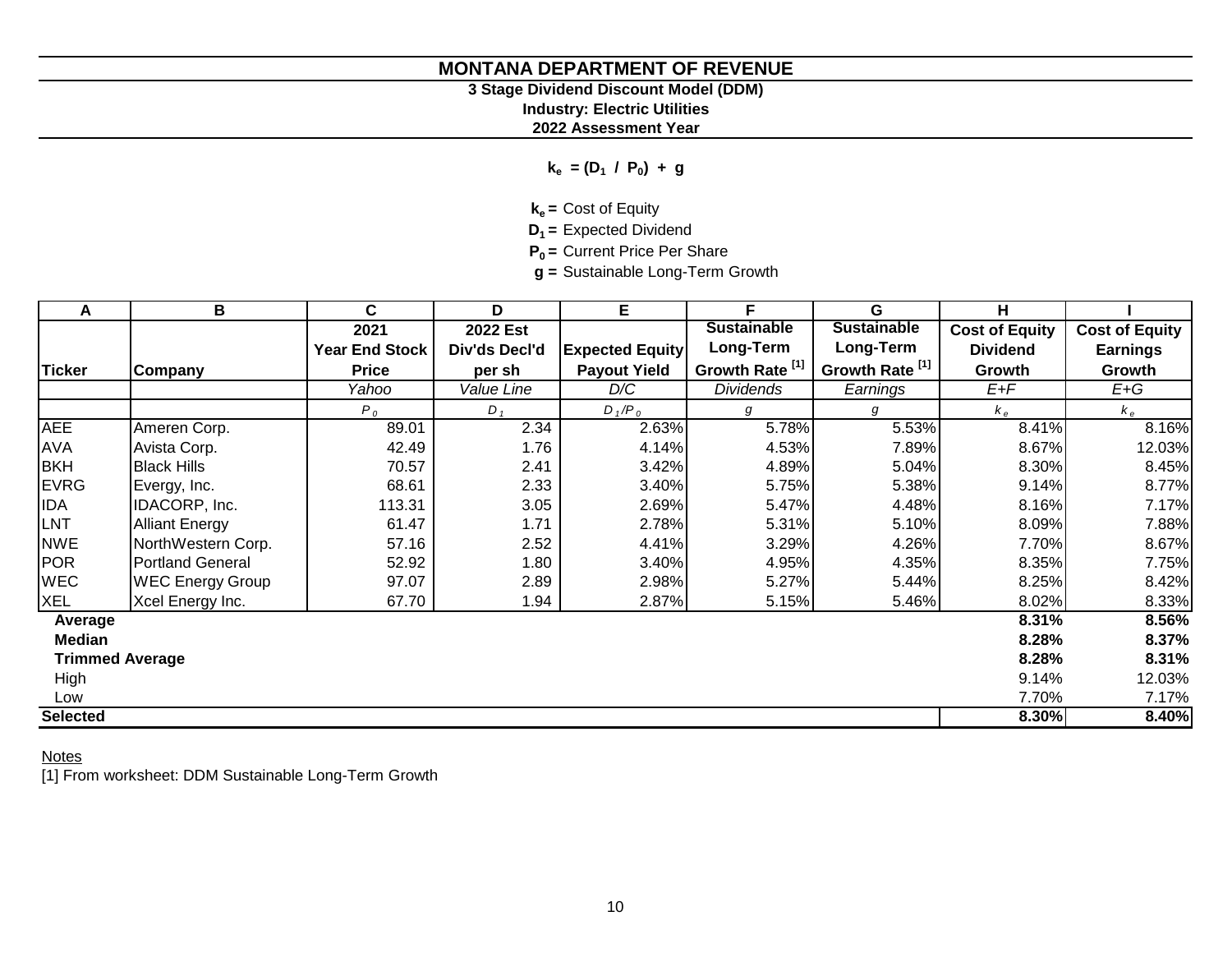# MONTANA DEPARTMENT OF REVENUE

**3 Stage Dividend Discount Model (DDM)**

**Industry: Electric Utilities**

**2022 Assessment Year**

$$k_e = (D_1 / P_0) + g$$

$k_e$ = Cost of Equity

$D_1$ = Expected Dividend

$P_0$ = Current Price Per Share

$g$ = Sustainable Long-Term Growth

| A | B | C | D | E | F | G | H | I |
|---|---|---|---|---|---|---|---|---|
| **Ticker** | **Company** | **2021 Year End Stock Price** | **2022 Est Div'ds Decl'd per sh** | **Expected Equity Payout Yield** | **Sustainable Long-Term Growth Rate [1]** | **Sustainable Long-Term Growth Rate [1]** | **Cost of Equity Dividend Growth** | **Cost of Equity Earnings Growth** |
| | | *Yahoo* | *Value Line* | *D/C* | *Dividends* | *Earnings* | *E+F* | *E+G* |
| | | $P_0$ | $D_1$ | $D_1/P_0$ | $g$ | $g$ | $k_e$ | $k_e$ |
| AEE | Ameren Corp. | 89.01 | 2.34 | 2.63% | 5.78% | 5.53% | 8.41% | 8.16% |
| AVA | Avista Corp. | 42.49 | 1.76 | 4.14% | 4.53% | 7.89% | 8.67% | 12.03% |
| BKH | Black Hills | 70.57 | 2.41 | 3.42% | 4.89% | 5.04% | 8.30% | 8.45% |
| EVRG | Evergy, Inc. | 68.61 | 2.33 | 3.40% | 5.75% | 5.38% | 9.14% | 8.77% |
| IDA | IDACORP, Inc. | 113.31 | 3.05 | 2.69% | 5.47% | 4.48% | 8.16% | 7.17% |
| LNT | Alliant Energy | 61.47 | 1.71 | 2.78% | 5.31% | 5.10% | 8.09% | 7.88% |
| NWE | NorthWestern Corp. | 57.16 | 2.52 | 4.41% | 3.29% | 4.26% | 7.70% | 8.67% |
| POR | Portland General | 52.92 | 1.80 | 3.40% | 4.95% | 4.35% | 8.35% | 7.75% |
| WEC | WEC Energy Group | 97.07 | 2.89 | 2.98% | 5.27% | 5.44% | 8.25% | 8.42% |
| XEL | Xcel Energy Inc. | 67.70 | 1.94 | 2.87% | 5.15% | 5.46% | 8.02% | 8.33% |
| **Average** | | | | | | | **8.31%** | **8.56%** |
| **Median** | | | | | | | **8.28%** | **8.37%** |
| **Trimmed Average** | | | | | | | **8.28%** | **8.31%** |
| High | | | | | | | 9.14% | 12.03% |
| Low | | | | | | | 7.70% | 7.17% |
| **Selected** | | | | | | | **8.30%** | **8.40%** |

Notes

[1] From worksheet: DDM Sustainable Long-Term Growth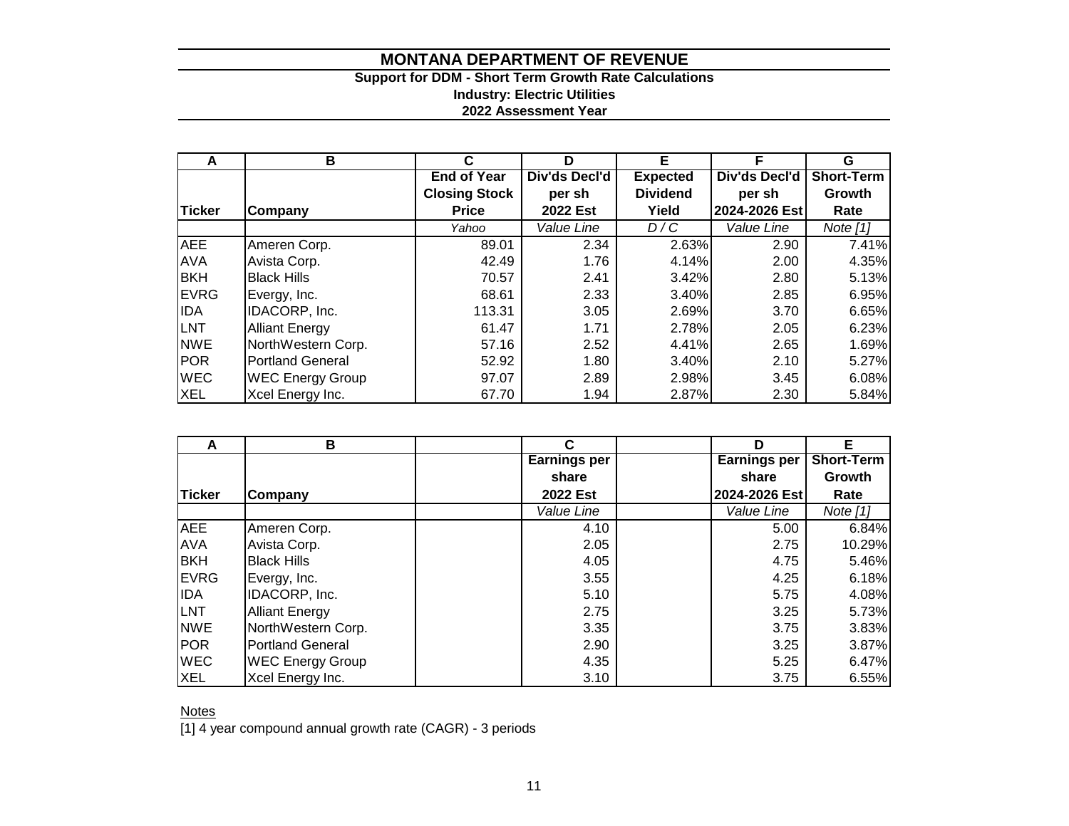# MONTANA DEPARTMENT OF REVENUE

### Support for DDM - Short Term Growth Rate Calculations
### Industry: Electric Utilities
### 2022 Assessment Year

| A | B | C | D | E | F | G |
|---|---|---|---|---|---|---|
| **Ticker** | **Company** | **End of Year Closing Stock Price** | **Div'ds Decl'd per sh 2022 Est** | **Expected Dividend Yield** | **Div'ds Decl'd per sh 2024-2026 Est** | **Short-Term Growth Rate** |
| | | *Yahoo* | *Value Line* | *D / C* | *Value Line* | *Note [1]* |
| AEE | Ameren Corp. | 89.01 | 2.34 | 2.63% | 2.90 | 7.41% |
| AVA | Avista Corp. | 42.49 | 1.76 | 4.14% | 2.00 | 4.35% |
| BKH | Black Hills | 70.57 | 2.41 | 3.42% | 2.80 | 5.13% |
| EVRG | Evergy, Inc. | 68.61 | 2.33 | 3.40% | 2.85 | 6.95% |
| IDA | IDACORP, Inc. | 113.31 | 3.05 | 2.69% | 3.70 | 6.65% |
| LNT | Alliant Energy | 61.47 | 1.71 | 2.78% | 2.05 | 6.23% |
| NWE | NorthWestern Corp. | 57.16 | 2.52 | 4.41% | 2.65 | 1.69% |
| POR | Portland General | 52.92 | 1.80 | 3.40% | 2.10 | 5.27% |
| WEC | WEC Energy Group | 97.07 | 2.89 | 2.98% | 3.45 | 6.08% |
| XEL | Xcel Energy Inc. | 67.70 | 1.94 | 2.87% | 2.30 | 5.84% |

| A | B | | C | | D | E |
|---|---|---|---|---|---|---|
| **Ticker** | **Company** | | **Earnings per share 2022 Est** | | **Earnings per share 2024-2026 Est** | **Short-Term Growth Rate** |
| | | | *Value Line* | | *Value Line* | *Note [1]* |
| AEE | Ameren Corp. | | 4.10 | | 5.00 | 6.84% |
| AVA | Avista Corp. | | 2.05 | | 2.75 | 10.29% |
| BKH | Black Hills | | 4.05 | | 4.75 | 5.46% |
| EVRG | Evergy, Inc. | | 3.55 | | 4.25 | 6.18% |
| IDA | IDACORP, Inc. | | 5.10 | | 5.75 | 4.08% |
| LNT | Alliant Energy | | 2.75 | | 3.25 | 5.73% |
| NWE | NorthWestern Corp. | | 3.35 | | 3.75 | 3.83% |
| POR | Portland General | | 2.90 | | 3.25 | 3.87% |
| WEC | WEC Energy Group | | 4.35 | | 5.25 | 6.47% |
| XEL | Xcel Energy Inc. | | 3.10 | | 3.75 | 6.55% |

Notes

[1] 4 year compound annual growth rate (CAGR) - 3 periods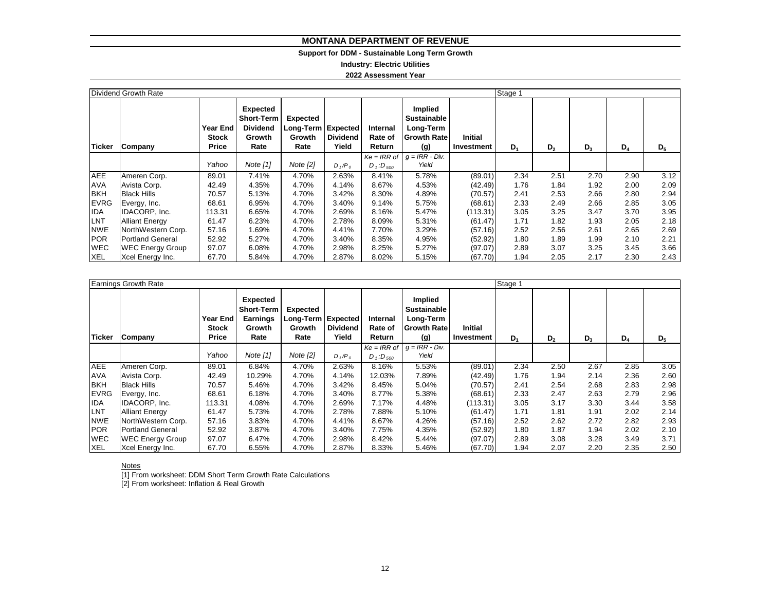# MONTANA DEPARTMENT OF REVENUE

**Support for DDM - Sustainable Long Term Growth**

**Industry: Electric Utilities**

**2022 Assessment Year**

| Dividend Growth Rate | | | | | | | | | Stage 1 | | | | |
|---|---|---|---|---|---|---|---|---|---|---|---|---|---|
| **Ticker** | **Company** | **Year End Stock Price** | **Expected Short-Term Dividend Growth Rate** | **Expected Long-Term Growth Rate** | **Expected Dividend Yield** | **Internal Rate of Return** | **Implied Sustainable Long-Term Growth Rate (g)** | **Initial Investment** | $D_1$ | $D_2$ | $D_3$ | $D_4$ | $D_5$ |
| | | *Yahoo* | *Note [1]* | *Note [2]* | $D_1/P_0$ | *Ke = IRR of* $D_1:D_{500}$ | *g = IRR - Div. Yield* | | | | | | |
| AEE | Ameren Corp. | 89.01 | 7.41% | 4.70% | 2.63% | 8.41% | 5.78% | (89.01) | 2.34 | 2.51 | 2.70 | 2.90 | 3.12 |
| AVA | Avista Corp. | 42.49 | 4.35% | 4.70% | 4.14% | 8.67% | 4.53% | (42.49) | 1.76 | 1.84 | 1.92 | 2.00 | 2.09 |
| BKH | Black Hills | 70.57 | 5.13% | 4.70% | 3.42% | 8.30% | 4.89% | (70.57) | 2.41 | 2.53 | 2.66 | 2.80 | 2.94 |
| EVRG | Evergy, Inc. | 68.61 | 6.95% | 4.70% | 3.40% | 9.14% | 5.75% | (68.61) | 2.33 | 2.49 | 2.66 | 2.85 | 3.05 |
| IDA | IDACORP, Inc. | 113.31 | 6.65% | 4.70% | 2.69% | 8.16% | 5.47% | (113.31) | 3.05 | 3.25 | 3.47 | 3.70 | 3.95 |
| LNT | Alliant Energy | 61.47 | 6.23% | 4.70% | 2.78% | 8.09% | 5.31% | (61.47) | 1.71 | 1.82 | 1.93 | 2.05 | 2.18 |
| NWE | NorthWestern Corp. | 57.16 | 1.69% | 4.70% | 4.41% | 7.70% | 3.29% | (57.16) | 2.52 | 2.56 | 2.61 | 2.65 | 2.69 |
| POR | Portland General | 52.92 | 5.27% | 4.70% | 3.40% | 8.35% | 4.95% | (52.92) | 1.80 | 1.89 | 1.99 | 2.10 | 2.21 |
| WEC | WEC Energy Group | 97.07 | 6.08% | 4.70% | 2.98% | 8.25% | 5.27% | (97.07) | 2.89 | 3.07 | 3.25 | 3.45 | 3.66 |
| XEL | Xcel Energy Inc. | 67.70 | 5.84% | 4.70% | 2.87% | 8.02% | 5.15% | (67.70) | 1.94 | 2.05 | 2.17 | 2.30 | 2.43 |

| Earnings Growth Rate | | | | | | | | | Stage 1 | | | | |
|---|---|---|---|---|---|---|---|---|---|---|---|---|---|
| **Ticker** | **Company** | **Year End Stock Price** | **Expected Short-Term Earnings Growth Rate** | **Expected Long-Term Growth Rate** | **Expected Dividend Yield** | **Internal Rate of Return** | **Implied Sustainable Long-Term Growth Rate (g)** | **Initial Investment** | $D_1$ | $D_2$ | $D_3$ | $D_4$ | $D_5$ |
| | | *Yahoo* | *Note [1]* | *Note [2]* | $D_1/P_0$ | *Ke = IRR of* $D_1:D_{500}$ | *g = IRR - Div. Yield* | | | | | | |
| AEE | Ameren Corp. | 89.01 | 6.84% | 4.70% | 2.63% | 8.16% | 5.53% | (89.01) | 2.34 | 2.50 | 2.67 | 2.85 | 3.05 |
| AVA | Avista Corp. | 42.49 | 10.29% | 4.70% | 4.14% | 12.03% | 7.89% | (42.49) | 1.76 | 1.94 | 2.14 | 2.36 | 2.60 |
| BKH | Black Hills | 70.57 | 5.46% | 4.70% | 3.42% | 8.45% | 5.04% | (70.57) | 2.41 | 2.54 | 2.68 | 2.83 | 2.98 |
| EVRG | Evergy, Inc. | 68.61 | 6.18% | 4.70% | 3.40% | 8.77% | 5.38% | (68.61) | 2.33 | 2.47 | 2.63 | 2.79 | 2.96 |
| IDA | IDACORP, Inc. | 113.31 | 4.08% | 4.70% | 2.69% | 7.17% | 4.48% | (113.31) | 3.05 | 3.17 | 3.30 | 3.44 | 3.58 |
| LNT | Alliant Energy | 61.47 | 5.73% | 4.70% | 2.78% | 7.88% | 5.10% | (61.47) | 1.71 | 1.81 | 1.91 | 2.02 | 2.14 |
| NWE | NorthWestern Corp. | 57.16 | 3.83% | 4.70% | 4.41% | 8.67% | 4.26% | (57.16) | 2.52 | 2.62 | 2.72 | 2.82 | 2.93 |
| POR | Portland General | 52.92 | 3.87% | 4.70% | 3.40% | 7.75% | 4.35% | (52.92) | 1.80 | 1.87 | 1.94 | 2.02 | 2.10 |
| WEC | WEC Energy Group | 97.07 | 6.47% | 4.70% | 2.98% | 8.42% | 5.44% | (97.07) | 2.89 | 3.08 | 3.28 | 3.49 | 3.71 |
| XEL | Xcel Energy Inc. | 67.70 | 6.55% | 4.70% | 2.87% | 8.33% | 5.46% | (67.70) | 1.94 | 2.07 | 2.20 | 2.35 | 2.50 |

Notes

[1] From worksheet: DDM Short Term Growth Rate Calculations

[2] From worksheet: Inflation & Real Growth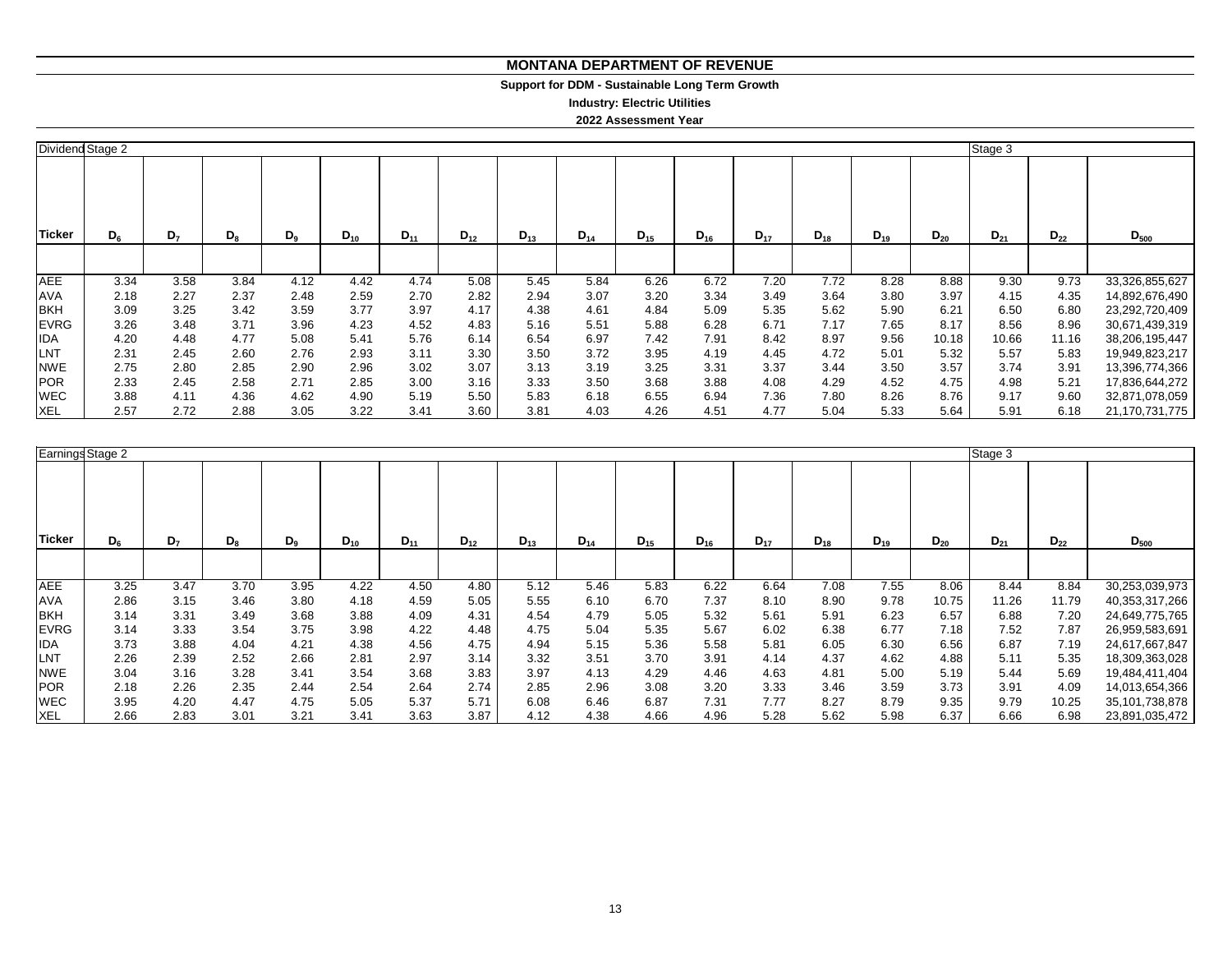# MONTANA DEPARTMENT OF REVENUE

## Support for DDM - Sustainable Long Term Growth

### Industry: Electric Utilities

### 2022 Assessment Year

| Dividend | Stage 2 | | | | | | | | | | | | | | | Stage 3 | | |
|---|---|---|---|---|---|---|---|---|---|---|---|---|---|---|---|---|---|---|
| Ticker | $D_6$ | $D_7$ | $D_8$ | $D_9$ | $D_{10}$ | $D_{11}$ | $D_{12}$ | $D_{13}$ | $D_{14}$ | $D_{15}$ | $D_{16}$ | $D_{17}$ | $D_{18}$ | $D_{19}$ | $D_{20}$ | $D_{21}$ | $D_{22}$ | $D_{500}$ |
| AEE | 3.34 | 3.58 | 3.84 | 4.12 | 4.42 | 4.74 | 5.08 | 5.45 | 5.84 | 6.26 | 6.72 | 7.20 | 7.72 | 8.28 | 8.88 | 9.30 | 9.73 | 33,326,855,627 |
| AVA | 2.18 | 2.27 | 2.37 | 2.48 | 2.59 | 2.70 | 2.82 | 2.94 | 3.07 | 3.20 | 3.34 | 3.49 | 3.64 | 3.80 | 3.97 | 4.15 | 4.35 | 14,892,676,490 |
| BKH | 3.09 | 3.25 | 3.42 | 3.59 | 3.77 | 3.97 | 4.17 | 4.38 | 4.61 | 4.84 | 5.09 | 5.35 | 5.62 | 5.90 | 6.21 | 6.50 | 6.80 | 23,292,720,409 |
| EVRG | 3.26 | 3.48 | 3.71 | 3.96 | 4.23 | 4.52 | 4.83 | 5.16 | 5.51 | 5.88 | 6.28 | 6.71 | 7.17 | 7.65 | 8.17 | 8.56 | 8.96 | 30,671,439,319 |
| IDA | 4.20 | 4.48 | 4.77 | 5.08 | 5.41 | 5.76 | 6.14 | 6.54 | 6.97 | 7.42 | 7.91 | 8.42 | 8.97 | 9.56 | 10.18 | 10.66 | 11.16 | 38,206,195,447 |
| LNT | 2.31 | 2.45 | 2.60 | 2.76 | 2.93 | 3.11 | 3.30 | 3.50 | 3.72 | 3.95 | 4.19 | 4.45 | 4.72 | 5.01 | 5.32 | 5.57 | 5.83 | 19,949,823,217 |
| NWE | 2.75 | 2.80 | 2.85 | 2.90 | 2.96 | 3.02 | 3.07 | 3.13 | 3.19 | 3.25 | 3.31 | 3.37 | 3.44 | 3.50 | 3.57 | 3.74 | 3.91 | 13,396,774,366 |
| POR | 2.33 | 2.45 | 2.58 | 2.71 | 2.85 | 3.00 | 3.16 | 3.33 | 3.50 | 3.68 | 3.88 | 4.08 | 4.29 | 4.52 | 4.75 | 4.98 | 5.21 | 17,836,644,272 |
| WEC | 3.88 | 4.11 | 4.36 | 4.62 | 4.90 | 5.19 | 5.50 | 5.83 | 6.18 | 6.55 | 6.94 | 7.36 | 7.80 | 8.26 | 8.76 | 9.17 | 9.60 | 32,871,078,059 |
| XEL | 2.57 | 2.72 | 2.88 | 3.05 | 3.22 | 3.41 | 3.60 | 3.81 | 4.03 | 4.26 | 4.51 | 4.77 | 5.04 | 5.33 | 5.64 | 5.91 | 6.18 | 21,170,731,775 |

| Earnings | Stage 2 | | | | | | | | | | | | | | | Stage 3 | | |
|---|---|---|---|---|---|---|---|---|---|---|---|---|---|---|---|---|---|---|
| Ticker | $D_6$ | $D_7$ | $D_8$ | $D_9$ | $D_{10}$ | $D_{11}$ | $D_{12}$ | $D_{13}$ | $D_{14}$ | $D_{15}$ | $D_{16}$ | $D_{17}$ | $D_{18}$ | $D_{19}$ | $D_{20}$ | $D_{21}$ | $D_{22}$ | $D_{500}$ |
| AEE | 3.25 | 3.47 | 3.70 | 3.95 | 4.22 | 4.50 | 4.80 | 5.12 | 5.46 | 5.83 | 6.22 | 6.64 | 7.08 | 7.55 | 8.06 | 8.44 | 8.84 | 30,253,039,973 |
| AVA | 2.86 | 3.15 | 3.46 | 3.80 | 4.18 | 4.59 | 5.05 | 5.55 | 6.10 | 6.70 | 7.37 | 8.10 | 8.90 | 9.78 | 10.75 | 11.26 | 11.79 | 40,353,317,266 |
| BKH | 3.14 | 3.31 | 3.49 | 3.68 | 3.88 | 4.09 | 4.31 | 4.54 | 4.79 | 5.05 | 5.32 | 5.61 | 5.91 | 6.23 | 6.57 | 6.88 | 7.20 | 24,649,775,765 |
| EVRG | 3.14 | 3.33 | 3.54 | 3.75 | 3.98 | 4.22 | 4.48 | 4.75 | 5.04 | 5.35 | 5.67 | 6.02 | 6.38 | 6.77 | 7.18 | 7.52 | 7.87 | 26,959,583,691 |
| IDA | 3.73 | 3.88 | 4.04 | 4.21 | 4.38 | 4.56 | 4.75 | 4.94 | 5.15 | 5.36 | 5.58 | 5.81 | 6.05 | 6.30 | 6.56 | 6.87 | 7.19 | 24,617,667,847 |
| LNT | 2.26 | 2.39 | 2.52 | 2.66 | 2.81 | 2.97 | 3.14 | 3.32 | 3.51 | 3.70 | 3.91 | 4.14 | 4.37 | 4.62 | 4.88 | 5.11 | 5.35 | 18,309,363,028 |
| NWE | 3.04 | 3.16 | 3.28 | 3.41 | 3.54 | 3.68 | 3.83 | 3.97 | 4.13 | 4.29 | 4.46 | 4.63 | 4.81 | 5.00 | 5.19 | 5.44 | 5.69 | 19,484,411,404 |
| POR | 2.18 | 2.26 | 2.35 | 2.44 | 2.54 | 2.64 | 2.74 | 2.85 | 2.96 | 3.08 | 3.20 | 3.33 | 3.46 | 3.59 | 3.73 | 3.91 | 4.09 | 14,013,654,366 |
| WEC | 3.95 | 4.20 | 4.47 | 4.75 | 5.05 | 5.37 | 5.71 | 6.08 | 6.46 | 6.87 | 7.31 | 7.77 | 8.27 | 8.79 | 9.35 | 9.79 | 10.25 | 35,101,738,878 |
| XEL | 2.66 | 2.83 | 3.01 | 3.21 | 3.41 | 3.63 | 3.87 | 4.12 | 4.38 | 4.66 | 4.96 | 5.28 | 5.62 | 5.98 | 6.37 | 6.66 | 6.98 | 23,891,035,472 |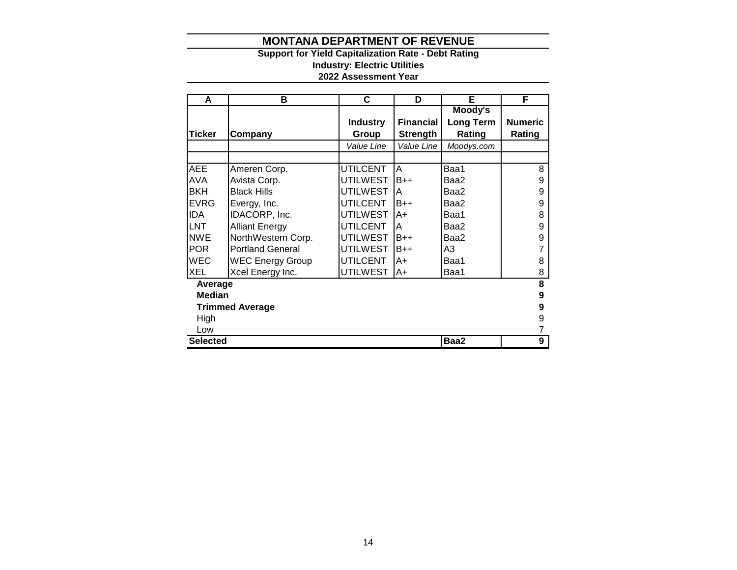# MONTANA DEPARTMENT OF REVENUE

**Support for Yield Capitalization Rate - Debt Rating**
**Industry: Electric Utilities**
**2022 Assessment Year**

| A | B | C | D | E | F |
|---|---|---|---|---|---|
| **Ticker** | **Company** | **Industry Group** | **Financial Strength** | **Moody's Long Term Rating** | **Numeric Rating** |
| | | *Value Line* | *Value Line* | *Moodys.com* | |
| | | | | | |
| AEE | Ameren Corp. | UTILCENT | A | Baa1 | 8 |
| AVA | Avista Corp. | UTILWEST | B++ | Baa2 | 9 |
| BKH | Black Hills | UTILWEST | A | Baa2 | 9 |
| EVRG | Evergy, Inc. | UTILCENT | B++ | Baa2 | 9 |
| IDA | IDACORP, Inc. | UTILWEST | A+ | Baa1 | 8 |
| LNT | Alliant Energy | UTILCENT | A | Baa2 | 9 |
| NWE | NorthWestern Corp. | UTILWEST | B++ | Baa2 | 9 |
| POR | Portland General | UTILWEST | B++ | A3 | 7 |
| WEC | WEC Energy Group | UTILCENT | A+ | Baa1 | 8 |
| XEL | Xcel Energy Inc. | UTILWEST | A+ | Baa1 | 8 |
| **Average** | | | | | **8** |
| **Median** | | | | | **9** |
| **Trimmed Average** | | | | | **9** |
| High | | | | | 9 |
| Low | | | | | 7 |
| **Selected** | | | | **Baa2** | **9** |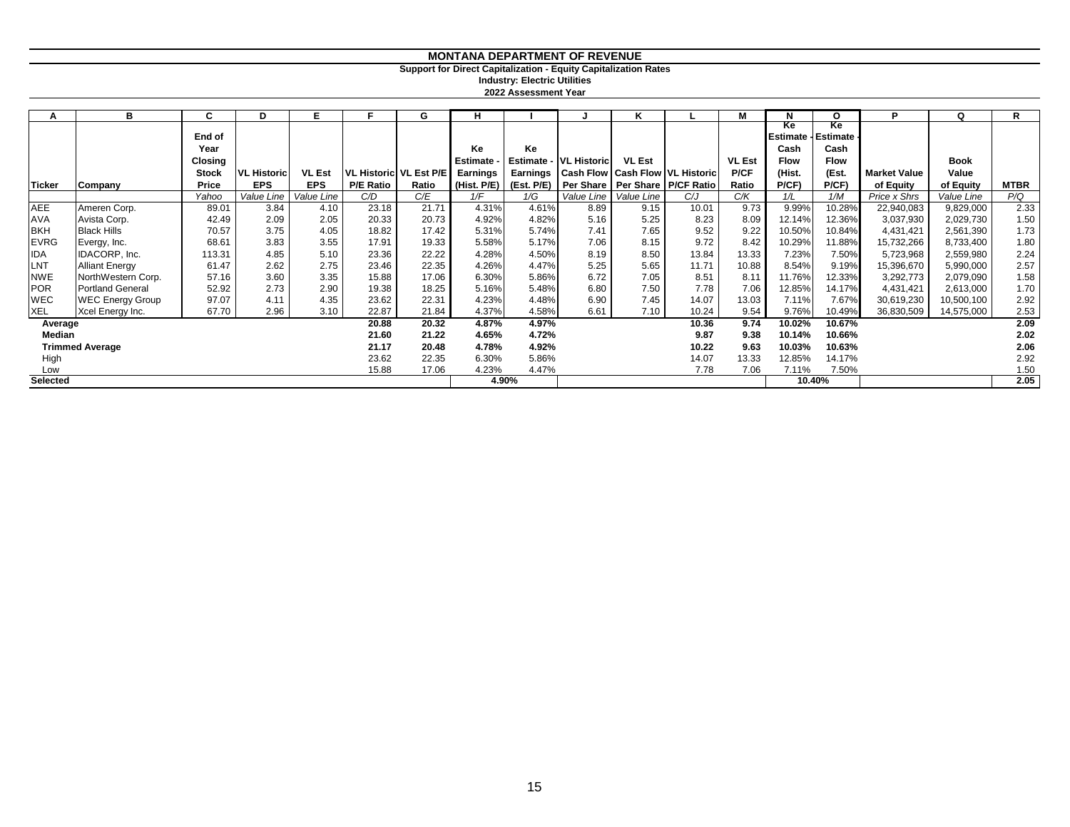# MONTANA DEPARTMENT OF REVENUE

**Support for Direct Capitalization - Equity Capitalization Rates**

**Industry: Electric Utilities**

**2022 Assessment Year**

| A | B | C | D | E | F | G | H | I | J | K | L | M | N | O | P | Q | R |
|---|---|---|---|---|---|---|---|---|---|---|---|---|---|---|---|---|---|
| Ticker | Company | End of Year Closing Stock Price | VL Historic EPS | VL Est EPS | VL Historic P/E Ratio | VL Est P/E Ratio | Ke Estimate - Earnings (Hist. P/E) | Ke Estimate - Earnings (Est. P/E) | VL Historic Cash Flow Per Share | VL Est Cash Flow Per Share | VL Historic P/CF Ratio | VL Est P/CF Ratio | Ke Estimate - Cash Flow (Hist. P/CF) | Ke Estimate - Cash Flow (Est. P/CF) | Market Value of Equity | Book Value of Equity | MTBR |
| | | *Yahoo* | *Value Line* | *Value Line* | *C/D* | *C/E* | *1/F* | *1/G* | *Value Line* | *Value Line* | *C/J* | *C/K* | *1/L* | *1/M* | *Price x Shrs* | *Value Line* | *P/Q* |
| AEE | Ameren Corp. | 89.01 | 3.84 | 4.10 | 23.18 | 21.71 | 4.31% | 4.61% | 8.89 | 9.15 | 10.01 | 9.73 | 9.99% | 10.28% | 22,940,083 | 9,829,000 | 2.33 |
| AVA | Avista Corp. | 42.49 | 2.09 | 2.05 | 20.33 | 20.73 | 4.92% | 4.82% | 5.16 | 5.25 | 8.23 | 8.09 | 12.14% | 12.36% | 3,037,930 | 2,029,730 | 1.50 |
| BKH | Black Hills | 70.57 | 3.75 | 4.05 | 18.82 | 17.42 | 5.31% | 5.74% | 7.41 | 7.65 | 9.52 | 9.22 | 10.50% | 10.84% | 4,431,421 | 2,561,390 | 1.73 |
| EVRG | Evergy, Inc. | 68.61 | 3.83 | 3.55 | 17.91 | 19.33 | 5.58% | 5.17% | 7.06 | 8.15 | 9.72 | 8.42 | 10.29% | 11.88% | 15,732,266 | 8,733,400 | 1.80 |
| IDA | IDACORP, Inc. | 113.31 | 4.85 | 5.10 | 23.36 | 22.22 | 4.28% | 4.50% | 8.19 | 8.50 | 13.84 | 13.33 | 7.23% | 7.50% | 5,723,968 | 2,559,980 | 2.24 |
| LNT | Alliant Energy | 61.47 | 2.62 | 2.75 | 23.46 | 22.35 | 4.26% | 4.47% | 5.25 | 5.65 | 11.71 | 10.88 | 8.54% | 9.19% | 15,396,670 | 5,990,000 | 2.57 |
| NWE | NorthWestern Corp. | 57.16 | 3.60 | 3.35 | 15.88 | 17.06 | 6.30% | 5.86% | 6.72 | 7.05 | 8.51 | 8.11 | 11.76% | 12.33% | 3,292,773 | 2,079,090 | 1.58 |
| POR | Portland General | 52.92 | 2.73 | 2.90 | 19.38 | 18.25 | 5.16% | 5.48% | 6.80 | 7.50 | 7.78 | 7.06 | 12.85% | 14.17% | 4,431,421 | 2,613,000 | 1.70 |
| WEC | WEC Energy Group | 97.07 | 4.11 | 4.35 | 23.62 | 22.31 | 4.23% | 4.48% | 6.90 | 7.45 | 14.07 | 13.03 | 7.11% | 7.67% | 30,619,230 | 10,500,100 | 2.92 |
| XEL | Xcel Energy Inc. | 67.70 | 2.96 | 3.10 | 22.87 | 21.84 | 4.37% | 4.58% | 6.61 | 7.10 | 10.24 | 9.54 | 9.76% | 10.49% | 36,830,509 | 14,575,000 | 2.53 |
| **Average** | | | | | **20.88** | **20.32** | **4.87%** | **4.97%** | | | **10.36** | **9.74** | **10.02%** | **10.67%** | | | **2.09** |
| **Median** | | | | | **21.60** | **21.22** | **4.65%** | **4.72%** | | | **9.87** | **9.38** | **10.14%** | **10.66%** | | | **2.02** |
| **Trimmed Average** | | | | | **21.17** | **20.48** | **4.78%** | **4.92%** | | | **10.22** | **9.63** | **10.03%** | **10.63%** | | | **2.06** |
| High | | | | | 23.62 | 22.35 | 6.30% | 5.86% | | | 14.07 | 13.33 | 12.85% | 14.17% | | | 2.92 |
| Low | | | | | 15.88 | 17.06 | 4.23% | 4.47% | | | 7.78 | 7.06 | 7.11% | 7.50% | | | 1.50 |
| **Selected** | | | | | | | **4.90%** | | | | | | **10.40%** | | | | **2.05** |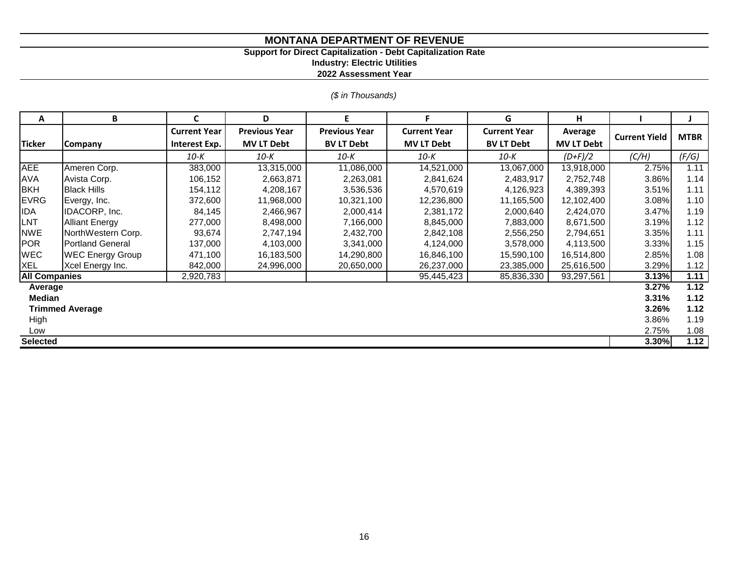# MONTANA DEPARTMENT OF REVENUE

**Support for Direct Capitalization - Debt Capitalization Rate**

**Industry: Electric Utilities**

**2022 Assessment Year**

*($ in Thousands)*

| A | B | C | D | E | F | G | H | I | J |
|---|---|---|---|---|---|---|---|---|---|
| **Ticker** | **Company** | **Current Year Interest Exp.** | **Previous Year MV LT Debt** | **Previous Year BV LT Debt** | **Current Year MV LT Debt** | **Current Year BV LT Debt** | **Average MV LT Debt** | **Current Yield** | **MTBR** |
| | | *10-K* | *10-K* | *10-K* | *10-K* | *10-K* | *(D+F)/2* | *(C/H)* | *(F/G)* |
| AEE | Ameren Corp. | 383,000 | 13,315,000 | 11,086,000 | 14,521,000 | 13,067,000 | 13,918,000 | 2.75% | 1.11 |
| AVA | Avista Corp. | 106,152 | 2,663,871 | 2,263,081 | 2,841,624 | 2,483,917 | 2,752,748 | 3.86% | 1.14 |
| BKH | Black Hills | 154,112 | 4,208,167 | 3,536,536 | 4,570,619 | 4,126,923 | 4,389,393 | 3.51% | 1.11 |
| EVRG | Evergy, Inc. | 372,600 | 11,968,000 | 10,321,100 | 12,236,800 | 11,165,500 | 12,102,400 | 3.08% | 1.10 |
| IDA | IDACORP, Inc. | 84,145 | 2,466,967 | 2,000,414 | 2,381,172 | 2,000,640 | 2,424,070 | 3.47% | 1.19 |
| LNT | Alliant Energy | 277,000 | 8,498,000 | 7,166,000 | 8,845,000 | 7,883,000 | 8,671,500 | 3.19% | 1.12 |
| NWE | NorthWestern Corp. | 93,674 | 2,747,194 | 2,432,700 | 2,842,108 | 2,556,250 | 2,794,651 | 3.35% | 1.11 |
| POR | Portland General | 137,000 | 4,103,000 | 3,341,000 | 4,124,000 | 3,578,000 | 4,113,500 | 3.33% | 1.15 |
| WEC | WEC Energy Group | 471,100 | 16,183,500 | 14,290,800 | 16,846,100 | 15,590,100 | 16,514,800 | 2.85% | 1.08 |
| XEL | Xcel Energy Inc. | 842,000 | 24,996,000 | 20,650,000 | 26,237,000 | 23,385,000 | 25,616,500 | 3.29% | 1.12 |
| **All Companies** | | 2,920,783 | | | 95,445,423 | 85,836,330 | 93,297,561 | **3.13%** | **1.11** |
| **Average** | | | | | | | | **3.27%** | **1.12** |
| **Median** | | | | | | | | **3.31%** | **1.12** |
| **Trimmed Average** | | | | | | | | **3.26%** | **1.12** |
| High | | | | | | | | 3.86% | 1.19 |
| Low | | | | | | | | 2.75% | 1.08 |
| **Selected** | | | | | | | | **3.30%** | **1.12** |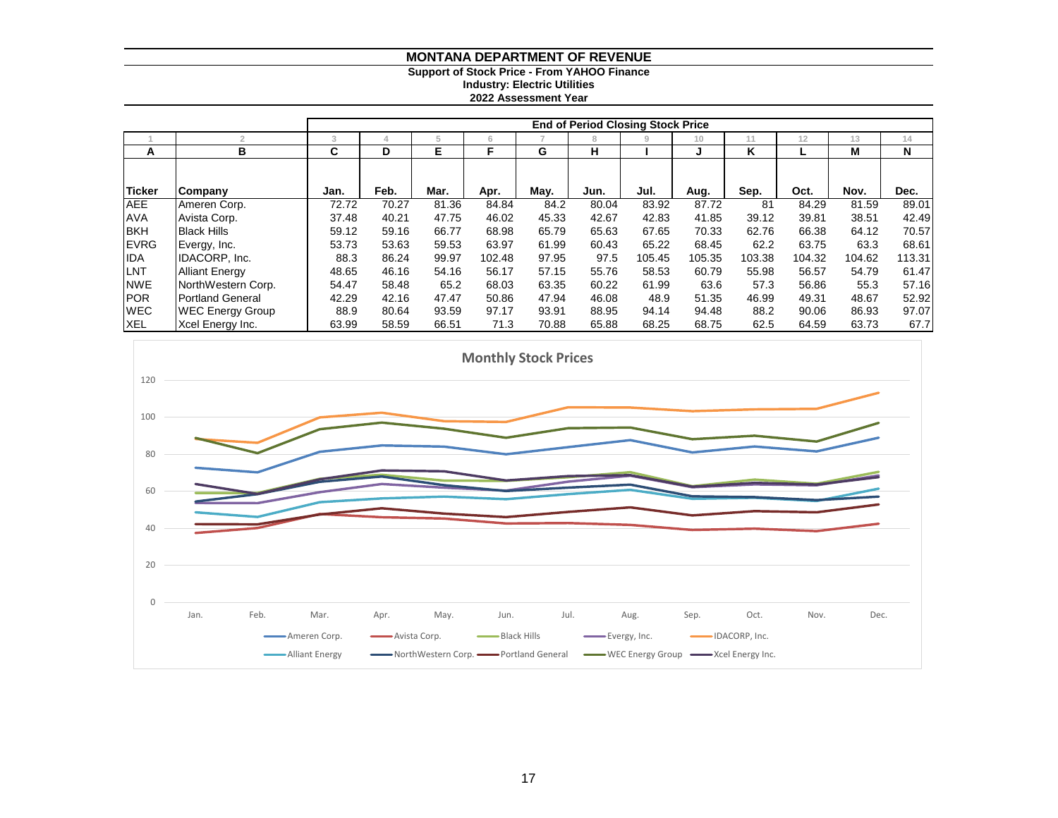# MONTANA DEPARTMENT OF REVENUE

**Support of Stock Price - From YAHOO Finance**
**Industry: Electric Utilities**
**2022 Assessment Year**

| | | End of Period Closing Stock Price | | | | | | | | | | | |
|---|---|---|---|---|---|---|---|---|---|---|---|---|---|
| 1 | 2 | 3 | 4 | 5 | 6 | 7 | 8 | 9 | 10 | 11 | 12 | 13 | 14 |
| A | B | C | D | E | F | G | H | I | J | K | L | M | N |
| Ticker | Company | Jan. | Feb. | Mar. | Apr. | May. | Jun. | Jul. | Aug. | Sep. | Oct. | Nov. | Dec. |
| AEE | Ameren Corp. | 72.72 | 70.27 | 81.36 | 84.84 | 84.2 | 80.04 | 83.92 | 87.72 | 81 | 84.29 | 81.59 | 89.01 |
| AVA | Avista Corp. | 37.48 | 40.21 | 47.75 | 46.02 | 45.33 | 42.67 | 42.83 | 41.85 | 39.12 | 39.81 | 38.51 | 42.49 |
| BKH | Black Hills | 59.12 | 59.16 | 66.77 | 68.98 | 65.79 | 65.63 | 67.65 | 70.33 | 62.76 | 66.38 | 64.12 | 70.57 |
| EVRG | Evergy, Inc. | 53.73 | 53.63 | 59.53 | 63.97 | 61.99 | 60.43 | 65.22 | 68.45 | 62.2 | 63.75 | 63.3 | 68.61 |
| IDA | IDACORP, Inc. | 88.3 | 86.24 | 99.97 | 102.48 | 97.95 | 97.5 | 105.45 | 105.35 | 103.38 | 104.32 | 104.62 | 113.31 |
| LNT | Alliant Energy | 48.65 | 46.16 | 54.16 | 56.17 | 57.15 | 55.76 | 58.53 | 60.79 | 55.98 | 56.57 | 54.79 | 61.47 |
| NWE | NorthWestern Corp. | 54.47 | 58.48 | 65.2 | 68.03 | 63.35 | 60.22 | 61.99 | 63.6 | 57.3 | 56.86 | 55.3 | 57.16 |
| POR | Portland General | 42.29 | 42.16 | 47.47 | 50.86 | 47.94 | 46.08 | 48.9 | 51.35 | 46.99 | 49.31 | 48.67 | 52.92 |
| WEC | WEC Energy Group | 88.9 | 80.64 | 93.59 | 97.17 | 93.91 | 88.95 | 94.14 | 94.48 | 88.2 | 90.06 | 86.93 | 97.07 |
| XEL | Xcel Energy Inc. | 63.99 | 58.59 | 66.51 | 71.3 | 70.88 | 65.88 | 68.25 | 68.75 | 62.5 | 64.59 | 63.73 | 67.7 |

**Monthly Stock Prices**

Legend: Ameren Corp., Avista Corp., Black Hills, Evergy, Inc., IDACORP, Inc., Alliant Energy, NorthWestern Corp., Portland General, WEC Energy Group, Xcel Energy Inc.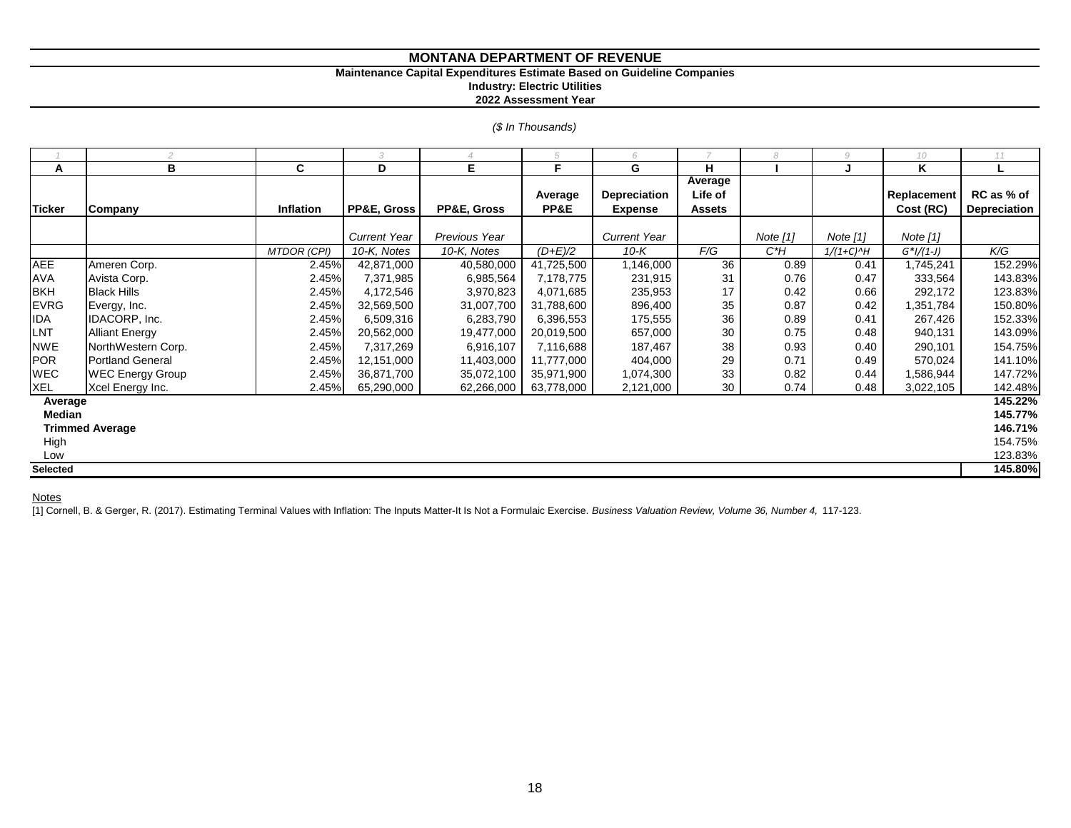# MONTANA DEPARTMENT OF REVENUE

**Maintenance Capital Expenditures Estimate Based on Guideline Companies**

**Industry: Electric Utilities**

**2022 Assessment Year**

*($ In Thousands)*

| 1 | 2 | | 3 | 4 | 5 | 6 | 7 | 8 | 9 | 10 | 11 |
|---|---|---|---|---|---|---|---|---|---|---|---|
| A | B | C | D | E | F | G | H | I | J | K | L |
| Ticker | Company | Inflation | PP&E, Gross | PP&E, Gross | Average PP&E | Depreciation Expense | Average Life of Assets | | | Replacement Cost (RC) | RC as % of Depreciation |
| | | | *Current Year* | *Previous Year* | | *Current Year* | | *Note [1]* | *Note [1]* | *Note [1]* | |
| | | *MTDOR (CPI)* | *10-K, Notes* | *10-K, Notes* | *(D+E)/2* | *10-K* | *F/G* | *C\*H* | *1/(1+C)^H* | *G\*I/(1-J)* | *K/G* |
| AEE | Ameren Corp. | 2.45% | 42,871,000 | 40,580,000 | 41,725,500 | 1,146,000 | 36 | 0.89 | 0.41 | 1,745,241 | 152.29% |
| AVA | Avista Corp. | 2.45% | 7,371,985 | 6,985,564 | 7,178,775 | 231,915 | 31 | 0.76 | 0.47 | 333,564 | 143.83% |
| BKH | Black Hills | 2.45% | 4,172,546 | 3,970,823 | 4,071,685 | 235,953 | 17 | 0.42 | 0.66 | 292,172 | 123.83% |
| EVRG | Evergy, Inc. | 2.45% | 32,569,500 | 31,007,700 | 31,788,600 | 896,400 | 35 | 0.87 | 0.42 | 1,351,784 | 150.80% |
| IDA | IDACORP, Inc. | 2.45% | 6,509,316 | 6,283,790 | 6,396,553 | 175,555 | 36 | 0.89 | 0.41 | 267,426 | 152.33% |
| LNT | Alliant Energy | 2.45% | 20,562,000 | 19,477,000 | 20,019,500 | 657,000 | 30 | 0.75 | 0.48 | 940,131 | 143.09% |
| NWE | NorthWestern Corp. | 2.45% | 7,317,269 | 6,916,107 | 7,116,688 | 187,467 | 38 | 0.93 | 0.40 | 290,101 | 154.75% |
| POR | Portland General | 2.45% | 12,151,000 | 11,403,000 | 11,777,000 | 404,000 | 29 | 0.71 | 0.49 | 570,024 | 141.10% |
| WEC | WEC Energy Group | 2.45% | 36,871,700 | 35,072,100 | 35,971,900 | 1,074,300 | 33 | 0.82 | 0.44 | 1,586,944 | 147.72% |
| XEL | Xcel Energy Inc. | 2.45% | 65,290,000 | 62,266,000 | 63,778,000 | 2,121,000 | 30 | 0.74 | 0.48 | 3,022,105 | 142.48% |
| **Average** | | | | | | | | | | | **145.22%** |
| **Median** | | | | | | | | | | | **145.77%** |
| **Trimmed Average** | | | | | | | | | | | **146.71%** |
| High | | | | | | | | | | | 154.75% |
| Low | | | | | | | | | | | 123.83% |
| **Selected** | | | | | | | | | | | **145.80%** |

Notes

[1] Cornell, B. & Gerger, R. (2017). Estimating Terminal Values with Inflation: The Inputs Matter-It Is Not a Formulaic Exercise. *Business Valuation Review, Volume 36, Number 4,* 117-123.